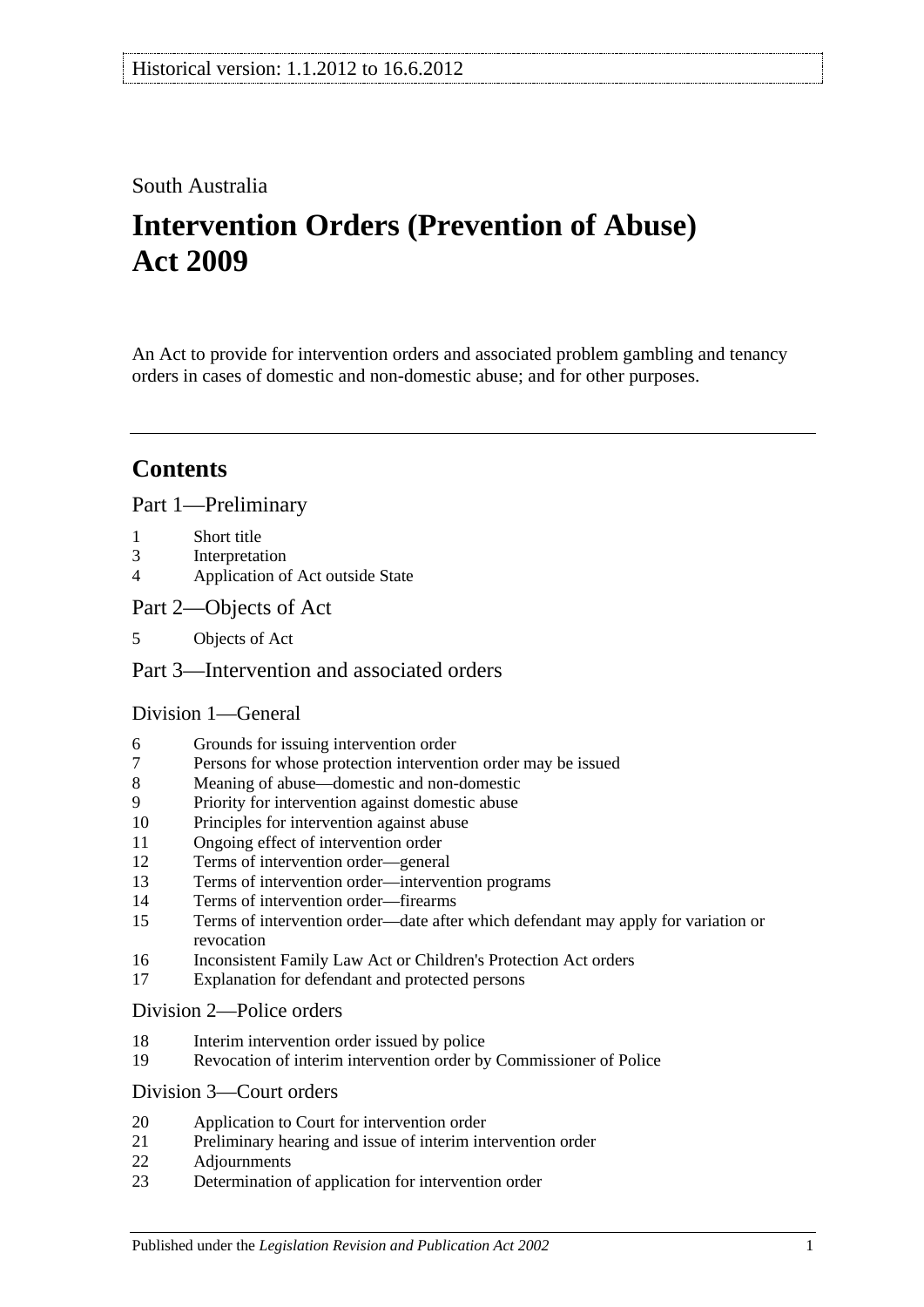Historical version: 1.1.2012 to 16.6.2012

South Australia

# Intervention Orders (Prevention of Abuse) Act 2009

An Act to provide for intervention orders and associated problem gambling and tenancy orders in cases of domestic and non-domestic abuse; and for other purposes.

## Contents

### Part 1—Preliminary

1 Short title
3 Interpretation
4 Application of Act outside State

### Part 2—Objects of Act

5 Objects of Act

### Part 3—Intervention and associated orders

#### Division 1—General

6 Grounds for issuing intervention order
7 Persons for whose protection intervention order may be issued
8 Meaning of abuse—domestic and non-domestic
9 Priority for intervention against domestic abuse
10 Principles for intervention against abuse
11 Ongoing effect of intervention order
12 Terms of intervention order—general
13 Terms of intervention order—intervention programs
14 Terms of intervention order—firearms
15 Terms of intervention order—date after which defendant may apply for variation or revocation
16 Inconsistent Family Law Act or Children's Protection Act orders
17 Explanation for defendant and protected persons

#### Division 2—Police orders

18 Interim intervention order issued by police
19 Revocation of interim intervention order by Commissioner of Police

#### Division 3—Court orders

20 Application to Court for intervention order
21 Preliminary hearing and issue of interim intervention order
22 Adjournments
23 Determination of application for intervention order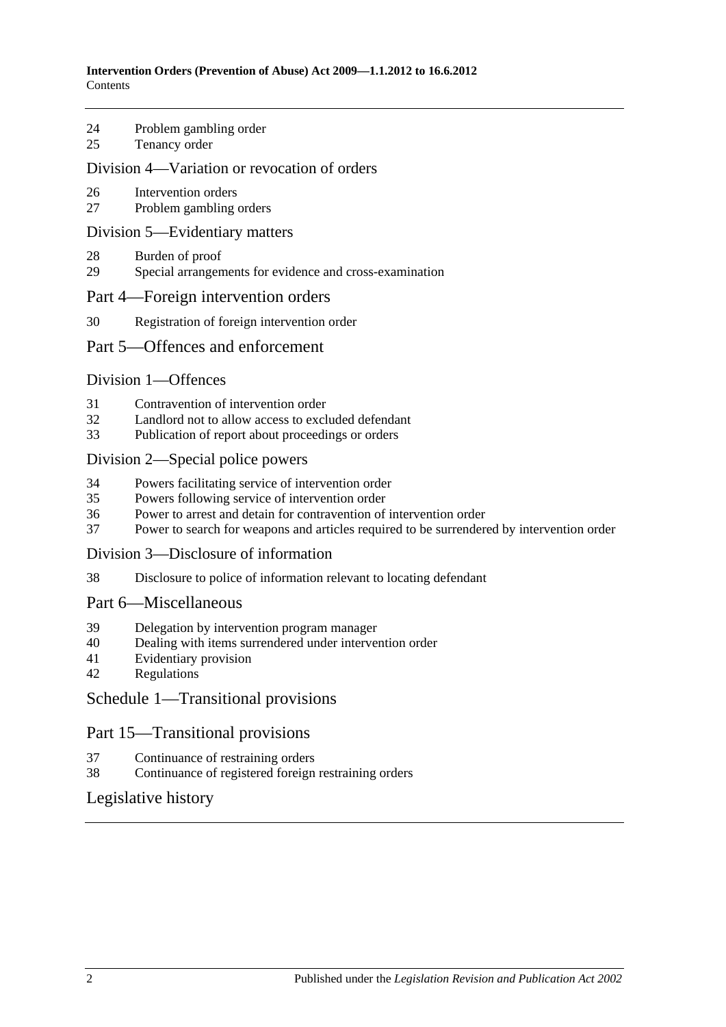24 Problem gambling order
25 Tenancy order

## Division 4—Variation or revocation of orders

26 Intervention orders
27 Problem gambling orders

## Division 5—Evidentiary matters

28 Burden of proof
29 Special arrangements for evidence and cross-examination

# Part 4—Foreign intervention orders

30 Registration of foreign intervention order

# Part 5—Offences and enforcement

## Division 1—Offences

31 Contravention of intervention order
32 Landlord not to allow access to excluded defendant
33 Publication of report about proceedings or orders

## Division 2—Special police powers

34 Powers facilitating service of intervention order
35 Powers following service of intervention order
36 Power to arrest and detain for contravention of intervention order
37 Power to search for weapons and articles required to be surrendered by intervention order

## Division 3—Disclosure of information

38 Disclosure to police of information relevant to locating defendant

# Part 6—Miscellaneous

39 Delegation by intervention program manager
40 Dealing with items surrendered under intervention order
41 Evidentiary provision
42 Regulations

# Schedule 1—Transitional provisions

# Part 15—Transitional provisions

37 Continuance of restraining orders
38 Continuance of registered foreign restraining orders

# Legislative history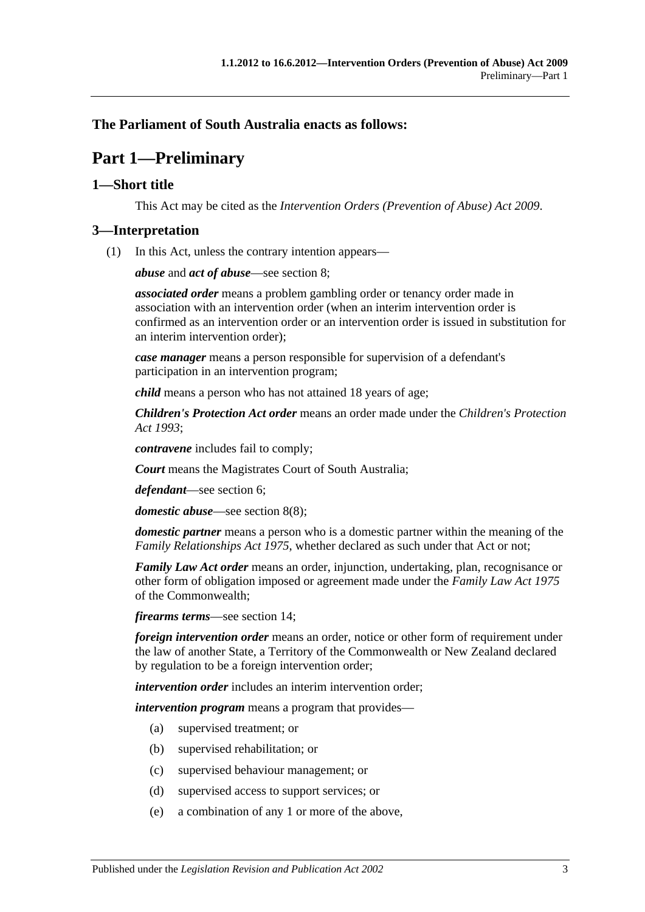**The Parliament of South Australia enacts as follows:**

# Part 1—Preliminary

## 1—Short title

This Act may be cited as the *Intervention Orders (Prevention of Abuse) Act 2009*.

## 3—Interpretation

(1) In this Act, unless the contrary intention appears—

***abuse*** and ***act of abuse***—see section 8;

***associated order*** means a problem gambling order or tenancy order made in association with an intervention order (when an interim intervention order is confirmed as an intervention order or an intervention order is issued in substitution for an interim intervention order);

***case manager*** means a person responsible for supervision of a defendant's participation in an intervention program;

***child*** means a person who has not attained 18 years of age;

***Children's Protection Act order*** means an order made under the *Children's Protection Act 1993*;

***contravene*** includes fail to comply;

***Court*** means the Magistrates Court of South Australia;

***defendant***—see section 6;

***domestic abuse***—see section 8(8);

***domestic partner*** means a person who is a domestic partner within the meaning of the *Family Relationships Act 1975*, whether declared as such under that Act or not;

***Family Law Act order*** means an order, injunction, undertaking, plan, recognisance or other form of obligation imposed or agreement made under the *Family Law Act 1975* of the Commonwealth;

***firearms terms***—see section 14;

***foreign intervention order*** means an order, notice or other form of requirement under the law of another State, a Territory of the Commonwealth or New Zealand declared by regulation to be a foreign intervention order;

***intervention order*** includes an interim intervention order;

***intervention program*** means a program that provides—

(a) supervised treatment; or

(b) supervised rehabilitation; or

(c) supervised behaviour management; or

(d) supervised access to support services; or

(e) a combination of any 1 or more of the above,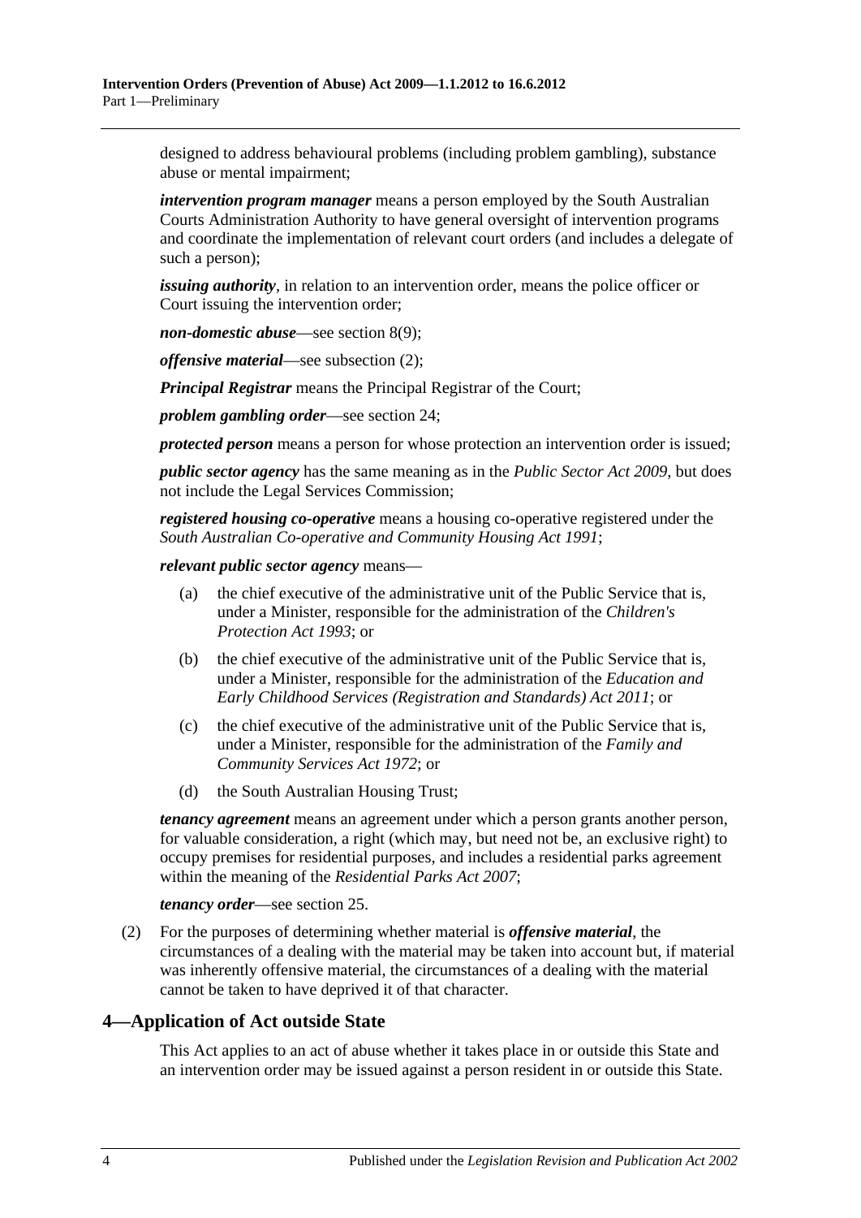designed to address behavioural problems (including problem gambling), substance abuse or mental impairment;

***intervention program manager*** means a person employed by the South Australian Courts Administration Authority to have general oversight of intervention programs and coordinate the implementation of relevant court orders (and includes a delegate of such a person);

***issuing authority***, in relation to an intervention order, means the police officer or Court issuing the intervention order;

***non-domestic abuse***—see section 8(9);

***offensive material***—see subsection (2);

***Principal Registrar*** means the Principal Registrar of the Court;

***problem gambling order***—see section 24;

***protected person*** means a person for whose protection an intervention order is issued;

***public sector agency*** has the same meaning as in the *Public Sector Act 2009*, but does not include the Legal Services Commission;

***registered housing co-operative*** means a housing co-operative registered under the *South Australian Co-operative and Community Housing Act 1991*;

***relevant public sector agency*** means—

(a) the chief executive of the administrative unit of the Public Service that is, under a Minister, responsible for the administration of the *Children's Protection Act 1993*; or

(b) the chief executive of the administrative unit of the Public Service that is, under a Minister, responsible for the administration of the *Education and Early Childhood Services (Registration and Standards) Act 2011*; or

(c) the chief executive of the administrative unit of the Public Service that is, under a Minister, responsible for the administration of the *Family and Community Services Act 1972*; or

(d) the South Australian Housing Trust;

***tenancy agreement*** means an agreement under which a person grants another person, for valuable consideration, a right (which may, but need not be, an exclusive right) to occupy premises for residential purposes, and includes a residential parks agreement within the meaning of the *Residential Parks Act 2007*;

***tenancy order***—see section 25.

(2) For the purposes of determining whether material is ***offensive material***, the circumstances of a dealing with the material may be taken into account but, if material was inherently offensive material, the circumstances of a dealing with the material cannot be taken to have deprived it of that character.

## 4—Application of Act outside State

This Act applies to an act of abuse whether it takes place in or outside this State and an intervention order may be issued against a person resident in or outside this State.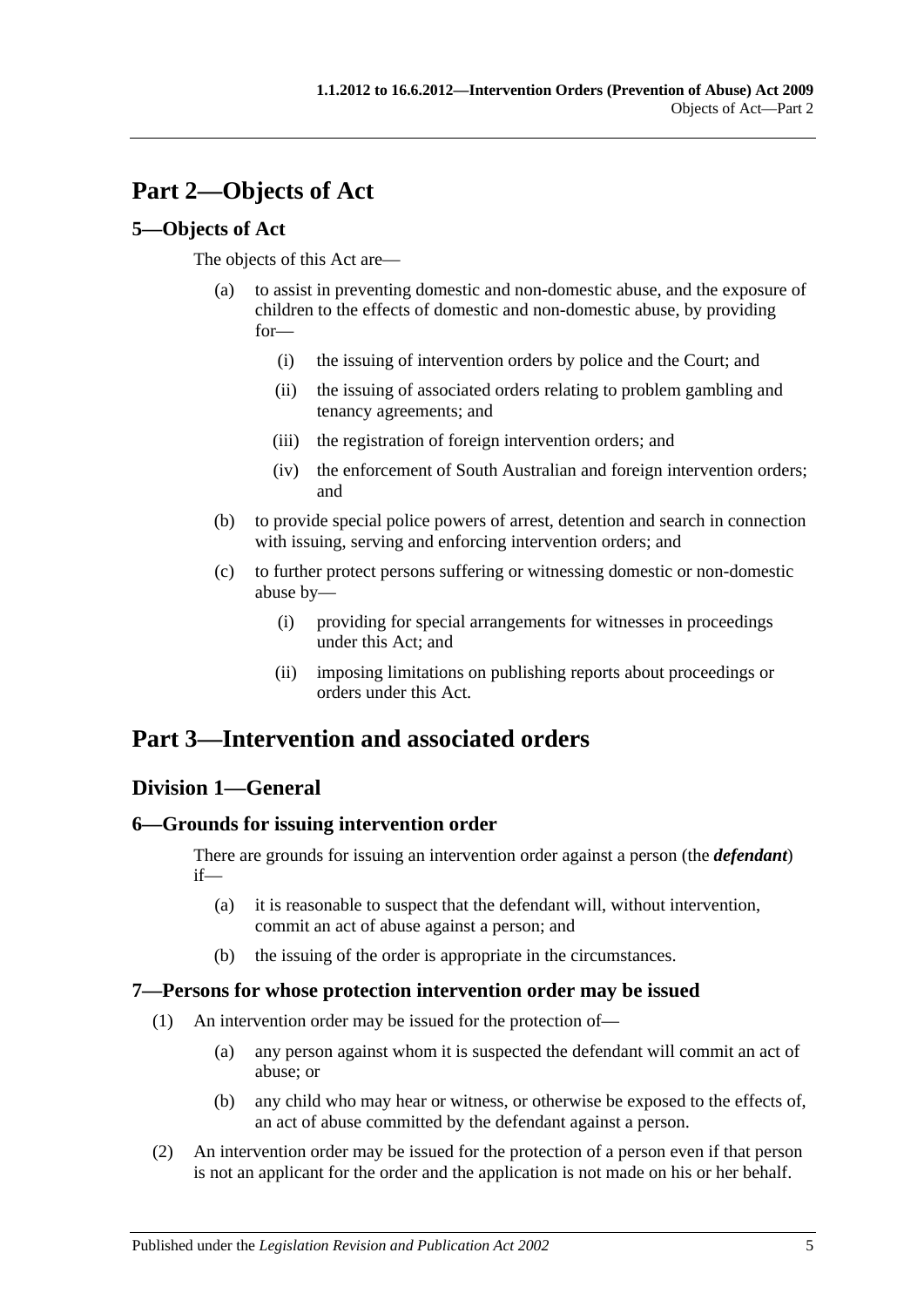# Part 2—Objects of Act

## 5—Objects of Act

The objects of this Act are—

(a) to assist in preventing domestic and non-domestic abuse, and the exposure of children to the effects of domestic and non-domestic abuse, by providing for—

(i) the issuing of intervention orders by police and the Court; and

(ii) the issuing of associated orders relating to problem gambling and tenancy agreements; and

(iii) the registration of foreign intervention orders; and

(iv) the enforcement of South Australian and foreign intervention orders; and

(b) to provide special police powers of arrest, detention and search in connection with issuing, serving and enforcing intervention orders; and

(c) to further protect persons suffering or witnessing domestic or non-domestic abuse by—

(i) providing for special arrangements for witnesses in proceedings under this Act; and

(ii) imposing limitations on publishing reports about proceedings or orders under this Act.

# Part 3—Intervention and associated orders

## Division 1—General

### 6—Grounds for issuing intervention order

There are grounds for issuing an intervention order against a person (the ***defendant***) if—

(a) it is reasonable to suspect that the defendant will, without intervention, commit an act of abuse against a person; and

(b) the issuing of the order is appropriate in the circumstances.

### 7—Persons for whose protection intervention order may be issued

(1) An intervention order may be issued for the protection of—

(a) any person against whom it is suspected the defendant will commit an act of abuse; or

(b) any child who may hear or witness, or otherwise be exposed to the effects of, an act of abuse committed by the defendant against a person.

(2) An intervention order may be issued for the protection of a person even if that person is not an applicant for the order and the application is not made on his or her behalf.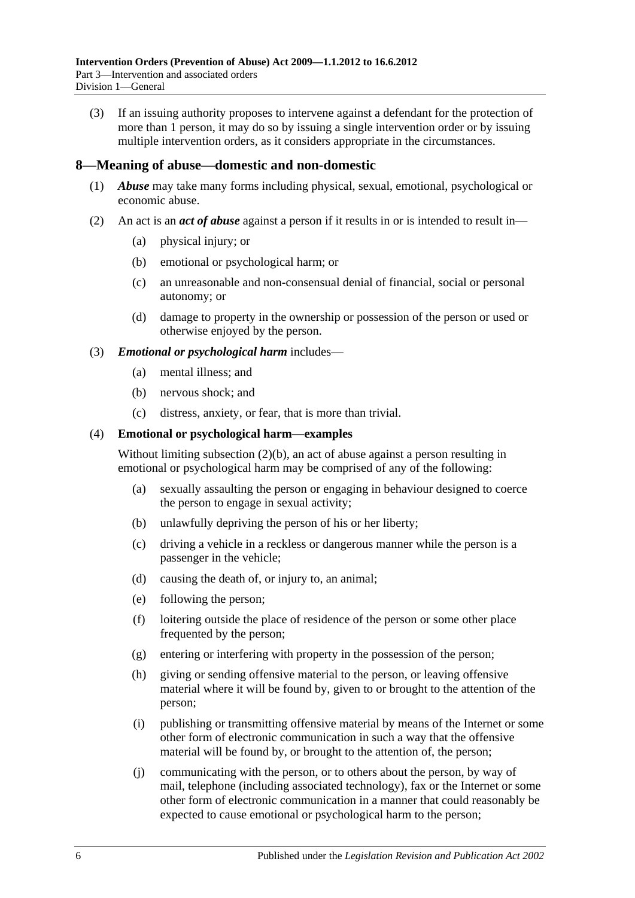(3) If an issuing authority proposes to intervene against a defendant for the protection of more than 1 person, it may do so by issuing a single intervention order or by issuing multiple intervention orders, as it considers appropriate in the circumstances.

## 8—Meaning of abuse—domestic and non-domestic

(1) ***Abuse*** may take many forms including physical, sexual, emotional, psychological or economic abuse.

(2) An act is an ***act of abuse*** against a person if it results in or is intended to result in—

  (a) physical injury; or

  (b) emotional or psychological harm; or

  (c) an unreasonable and non-consensual denial of financial, social or personal autonomy; or

  (d) damage to property in the ownership or possession of the person or used or otherwise enjoyed by the person.

(3) ***Emotional or psychological harm*** includes—

  (a) mental illness; and

  (b) nervous shock; and

  (c) distress, anxiety, or fear, that is more than trivial.

(4) **Emotional or psychological harm—examples**

Without limiting subsection (2)(b), an act of abuse against a person resulting in emotional or psychological harm may be comprised of any of the following:

  (a) sexually assaulting the person or engaging in behaviour designed to coerce the person to engage in sexual activity;

  (b) unlawfully depriving the person of his or her liberty;

  (c) driving a vehicle in a reckless or dangerous manner while the person is a passenger in the vehicle;

  (d) causing the death of, or injury to, an animal;

  (e) following the person;

  (f) loitering outside the place of residence of the person or some other place frequented by the person;

  (g) entering or interfering with property in the possession of the person;

  (h) giving or sending offensive material to the person, or leaving offensive material where it will be found by, given to or brought to the attention of the person;

  (i) publishing or transmitting offensive material by means of the Internet or some other form of electronic communication in such a way that the offensive material will be found by, or brought to the attention of, the person;

  (j) communicating with the person, or to others about the person, by way of mail, telephone (including associated technology), fax or the Internet or some other form of electronic communication in a manner that could reasonably be expected to cause emotional or psychological harm to the person;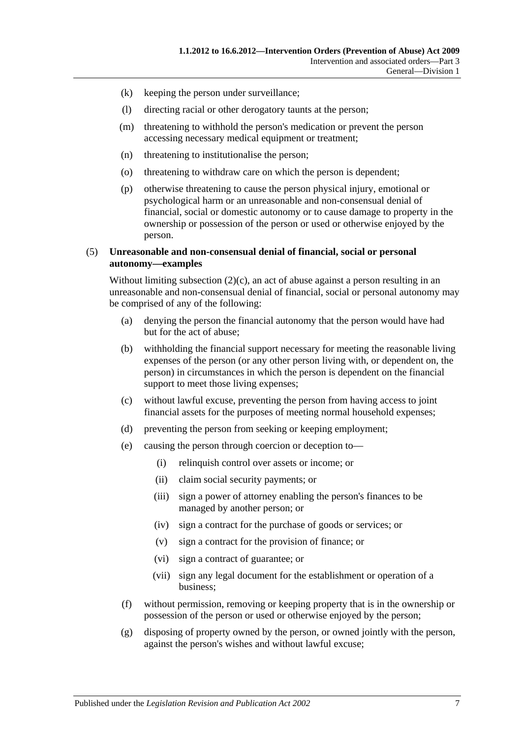- (k) keeping the person under surveillance;
- (l) directing racial or other derogatory taunts at the person;
- (m) threatening to withhold the person's medication or prevent the person accessing necessary medical equipment or treatment;
- (n) threatening to institutionalise the person;
- (o) threatening to withdraw care on which the person is dependent;
- (p) otherwise threatening to cause the person physical injury, emotional or psychological harm or an unreasonable and non-consensual denial of financial, social or domestic autonomy or to cause damage to property in the ownership or possession of the person or used or otherwise enjoyed by the person.

(5) **Unreasonable and non-consensual denial of financial, social or personal autonomy—examples**

Without limiting subsection (2)(c), an act of abuse against a person resulting in an unreasonable and non-consensual denial of financial, social or personal autonomy may be comprised of any of the following:

- (a) denying the person the financial autonomy that the person would have had but for the act of abuse;
- (b) withholding the financial support necessary for meeting the reasonable living expenses of the person (or any other person living with, or dependent on, the person) in circumstances in which the person is dependent on the financial support to meet those living expenses;
- (c) without lawful excuse, preventing the person from having access to joint financial assets for the purposes of meeting normal household expenses;
- (d) preventing the person from seeking or keeping employment;
- (e) causing the person through coercion or deception to—
  - (i) relinquish control over assets or income; or
  - (ii) claim social security payments; or
  - (iii) sign a power of attorney enabling the person's finances to be managed by another person; or
  - (iv) sign a contract for the purchase of goods or services; or
  - (v) sign a contract for the provision of finance; or
  - (vi) sign a contract of guarantee; or
  - (vii) sign any legal document for the establishment or operation of a business;
- (f) without permission, removing or keeping property that is in the ownership or possession of the person or used or otherwise enjoyed by the person;
- (g) disposing of property owned by the person, or owned jointly with the person, against the person's wishes and without lawful excuse;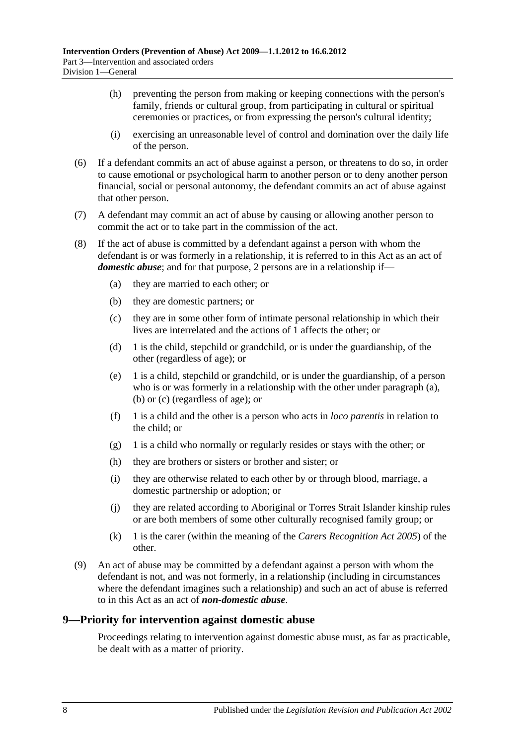(h) preventing the person from making or keeping connections with the person's family, friends or cultural group, from participating in cultural or spiritual ceremonies or practices, or from expressing the person's cultural identity;

(i) exercising an unreasonable level of control and domination over the daily life of the person.

(6) If a defendant commits an act of abuse against a person, or threatens to do so, in order to cause emotional or psychological harm to another person or to deny another person financial, social or personal autonomy, the defendant commits an act of abuse against that other person.

(7) A defendant may commit an act of abuse by causing or allowing another person to commit the act or to take part in the commission of the act.

(8) If the act of abuse is committed by a defendant against a person with whom the defendant is or was formerly in a relationship, it is referred to in this Act as an act of ***domestic abuse***; and for that purpose, 2 persons are in a relationship if—

(a) they are married to each other; or

(b) they are domestic partners; or

(c) they are in some other form of intimate personal relationship in which their lives are interrelated and the actions of 1 affects the other; or

(d) 1 is the child, stepchild or grandchild, or is under the guardianship, of the other (regardless of age); or

(e) 1 is a child, stepchild or grandchild, or is under the guardianship, of a person who is or was formerly in a relationship with the other under paragraph (a), (b) or (c) (regardless of age); or

(f) 1 is a child and the other is a person who acts in *loco parentis* in relation to the child; or

(g) 1 is a child who normally or regularly resides or stays with the other; or

(h) they are brothers or sisters or brother and sister; or

(i) they are otherwise related to each other by or through blood, marriage, a domestic partnership or adoption; or

(j) they are related according to Aboriginal or Torres Strait Islander kinship rules or are both members of some other culturally recognised family group; or

(k) 1 is the carer (within the meaning of the *Carers Recognition Act 2005*) of the other.

(9) An act of abuse may be committed by a defendant against a person with whom the defendant is not, and was not formerly, in a relationship (including in circumstances where the defendant imagines such a relationship) and such an act of abuse is referred to in this Act as an act of ***non-domestic abuse***.

## 9—Priority for intervention against domestic abuse

Proceedings relating to intervention against domestic abuse must, as far as practicable, be dealt with as a matter of priority.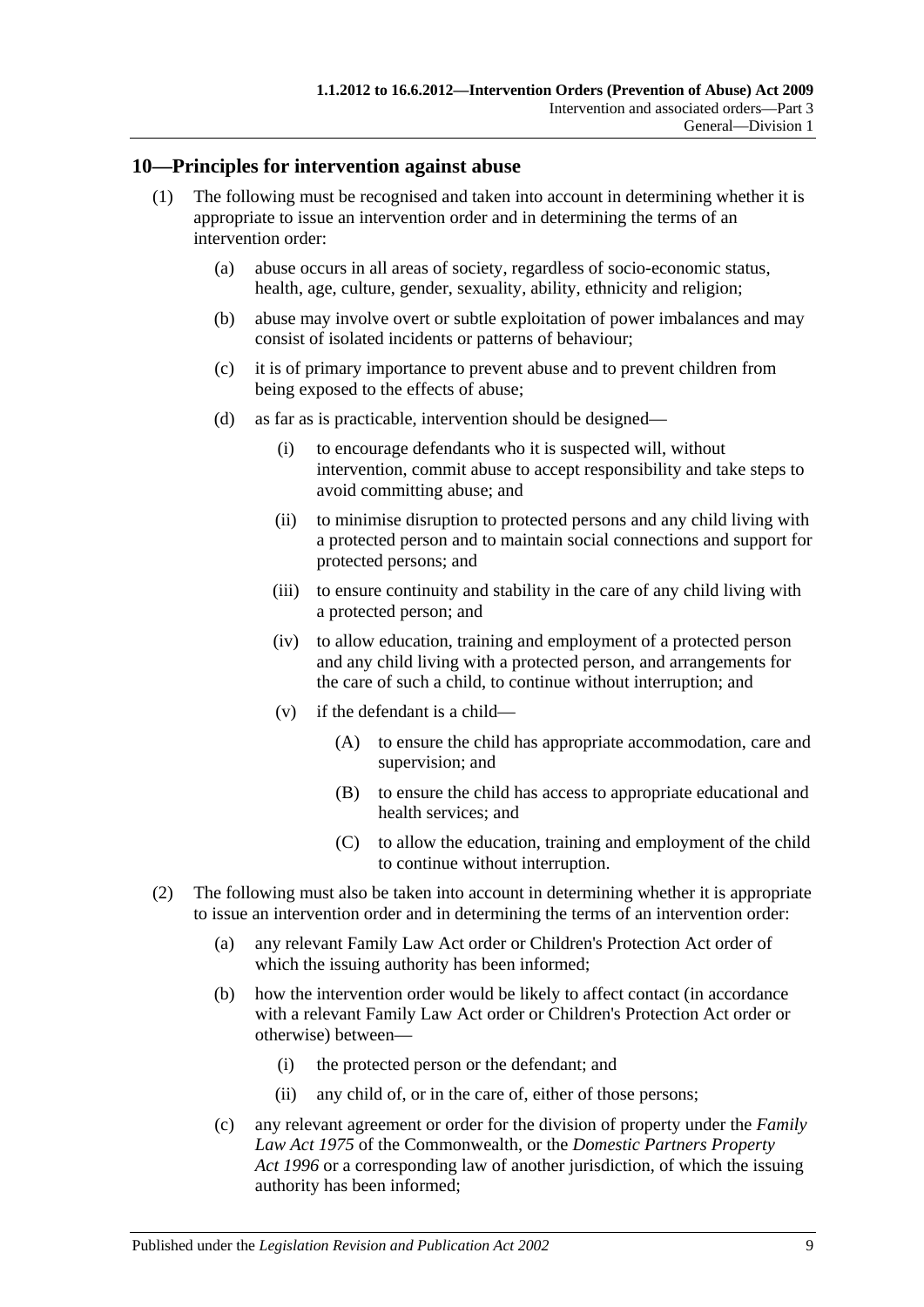## 10—Principles for intervention against abuse

(1) The following must be recognised and taken into account in determining whether it is appropriate to issue an intervention order and in determining the terms of an intervention order:

(a) abuse occurs in all areas of society, regardless of socio-economic status, health, age, culture, gender, sexuality, ability, ethnicity and religion;

(b) abuse may involve overt or subtle exploitation of power imbalances and may consist of isolated incidents or patterns of behaviour;

(c) it is of primary importance to prevent abuse and to prevent children from being exposed to the effects of abuse;

(d) as far as is practicable, intervention should be designed—

(i) to encourage defendants who it is suspected will, without intervention, commit abuse to accept responsibility and take steps to avoid committing abuse; and

(ii) to minimise disruption to protected persons and any child living with a protected person and to maintain social connections and support for protected persons; and

(iii) to ensure continuity and stability in the care of any child living with a protected person; and

(iv) to allow education, training and employment of a protected person and any child living with a protected person, and arrangements for the care of such a child, to continue without interruption; and

(v) if the defendant is a child—

(A) to ensure the child has appropriate accommodation, care and supervision; and

(B) to ensure the child has access to appropriate educational and health services; and

(C) to allow the education, training and employment of the child to continue without interruption.

(2) The following must also be taken into account in determining whether it is appropriate to issue an intervention order and in determining the terms of an intervention order:

(a) any relevant Family Law Act order or Children's Protection Act order of which the issuing authority has been informed;

(b) how the intervention order would be likely to affect contact (in accordance with a relevant Family Law Act order or Children's Protection Act order or otherwise) between—

(i) the protected person or the defendant; and

(ii) any child of, or in the care of, either of those persons;

(c) any relevant agreement or order for the division of property under the *Family Law Act 1975* of the Commonwealth, or the *Domestic Partners Property Act 1996* or a corresponding law of another jurisdiction, of which the issuing authority has been informed;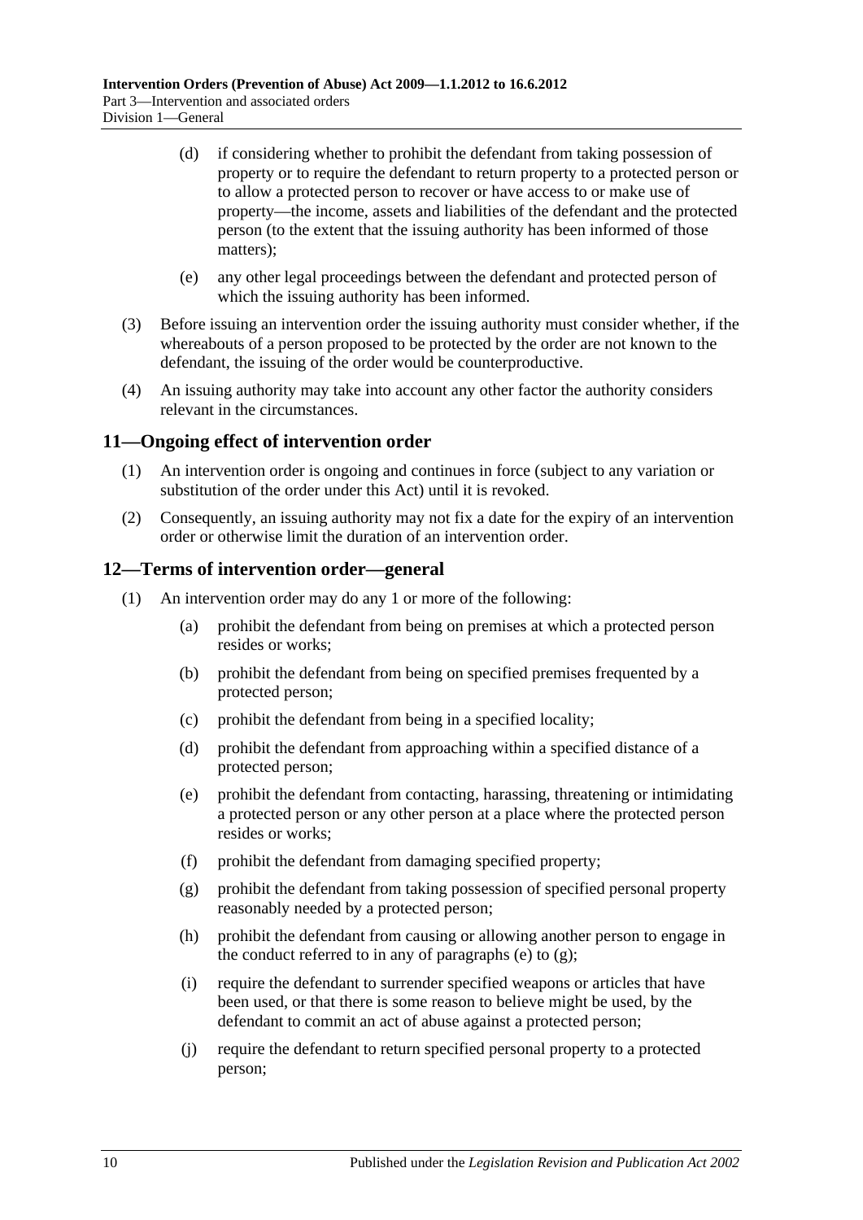(d) if considering whether to prohibit the defendant from taking possession of property or to require the defendant to return property to a protected person or to allow a protected person to recover or have access to or make use of property—the income, assets and liabilities of the defendant and the protected person (to the extent that the issuing authority has been informed of those matters);

(e) any other legal proceedings between the defendant and protected person of which the issuing authority has been informed.

(3) Before issuing an intervention order the issuing authority must consider whether, if the whereabouts of a person proposed to be protected by the order are not known to the defendant, the issuing of the order would be counterproductive.

(4) An issuing authority may take into account any other factor the authority considers relevant in the circumstances.

## 11—Ongoing effect of intervention order

(1) An intervention order is ongoing and continues in force (subject to any variation or substitution of the order under this Act) until it is revoked.

(2) Consequently, an issuing authority may not fix a date for the expiry of an intervention order or otherwise limit the duration of an intervention order.

## 12—Terms of intervention order—general

(1) An intervention order may do any 1 or more of the following:

(a) prohibit the defendant from being on premises at which a protected person resides or works;

(b) prohibit the defendant from being on specified premises frequented by a protected person;

(c) prohibit the defendant from being in a specified locality;

(d) prohibit the defendant from approaching within a specified distance of a protected person;

(e) prohibit the defendant from contacting, harassing, threatening or intimidating a protected person or any other person at a place where the protected person resides or works;

(f) prohibit the defendant from damaging specified property;

(g) prohibit the defendant from taking possession of specified personal property reasonably needed by a protected person;

(h) prohibit the defendant from causing or allowing another person to engage in the conduct referred to in any of paragraphs (e) to (g);

(i) require the defendant to surrender specified weapons or articles that have been used, or that there is some reason to believe might be used, by the defendant to commit an act of abuse against a protected person;

(j) require the defendant to return specified personal property to a protected person;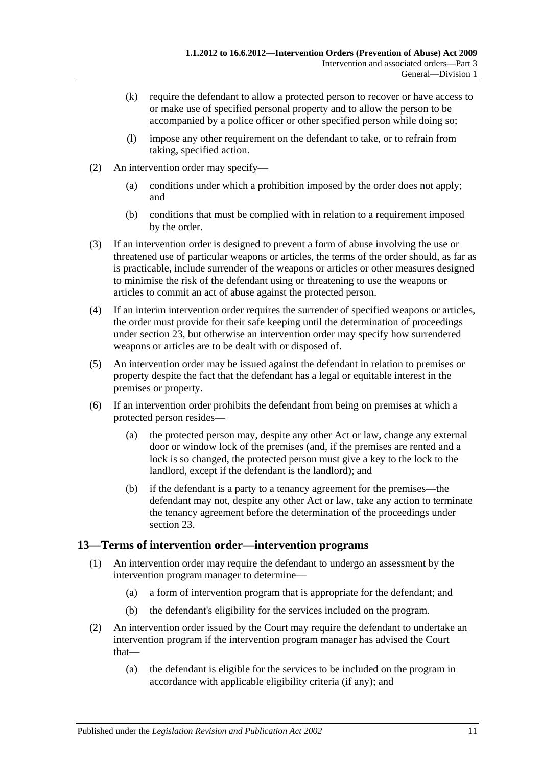(k) require the defendant to allow a protected person to recover or have access to or make use of specified personal property and to allow the person to be accompanied by a police officer or other specified person while doing so;

(l) impose any other requirement on the defendant to take, or to refrain from taking, specified action.

(2) An intervention order may specify—

(a) conditions under which a prohibition imposed by the order does not apply; and

(b) conditions that must be complied with in relation to a requirement imposed by the order.

(3) If an intervention order is designed to prevent a form of abuse involving the use or threatened use of particular weapons or articles, the terms of the order should, as far as is practicable, include surrender of the weapons or articles or other measures designed to minimise the risk of the defendant using or threatening to use the weapons or articles to commit an act of abuse against the protected person.

(4) If an interim intervention order requires the surrender of specified weapons or articles, the order must provide for their safe keeping until the determination of proceedings under section 23, but otherwise an intervention order may specify how surrendered weapons or articles are to be dealt with or disposed of.

(5) An intervention order may be issued against the defendant in relation to premises or property despite the fact that the defendant has a legal or equitable interest in the premises or property.

(6) If an intervention order prohibits the defendant from being on premises at which a protected person resides—

(a) the protected person may, despite any other Act or law, change any external door or window lock of the premises (and, if the premises are rented and a lock is so changed, the protected person must give a key to the lock to the landlord, except if the defendant is the landlord); and

(b) if the defendant is a party to a tenancy agreement for the premises—the defendant may not, despite any other Act or law, take any action to terminate the tenancy agreement before the determination of the proceedings under section 23.

## 13—Terms of intervention order—intervention programs

(1) An intervention order may require the defendant to undergo an assessment by the intervention program manager to determine—

(a) a form of intervention program that is appropriate for the defendant; and

(b) the defendant's eligibility for the services included on the program.

(2) An intervention order issued by the Court may require the defendant to undertake an intervention program if the intervention program manager has advised the Court that—

(a) the defendant is eligible for the services to be included on the program in accordance with applicable eligibility criteria (if any); and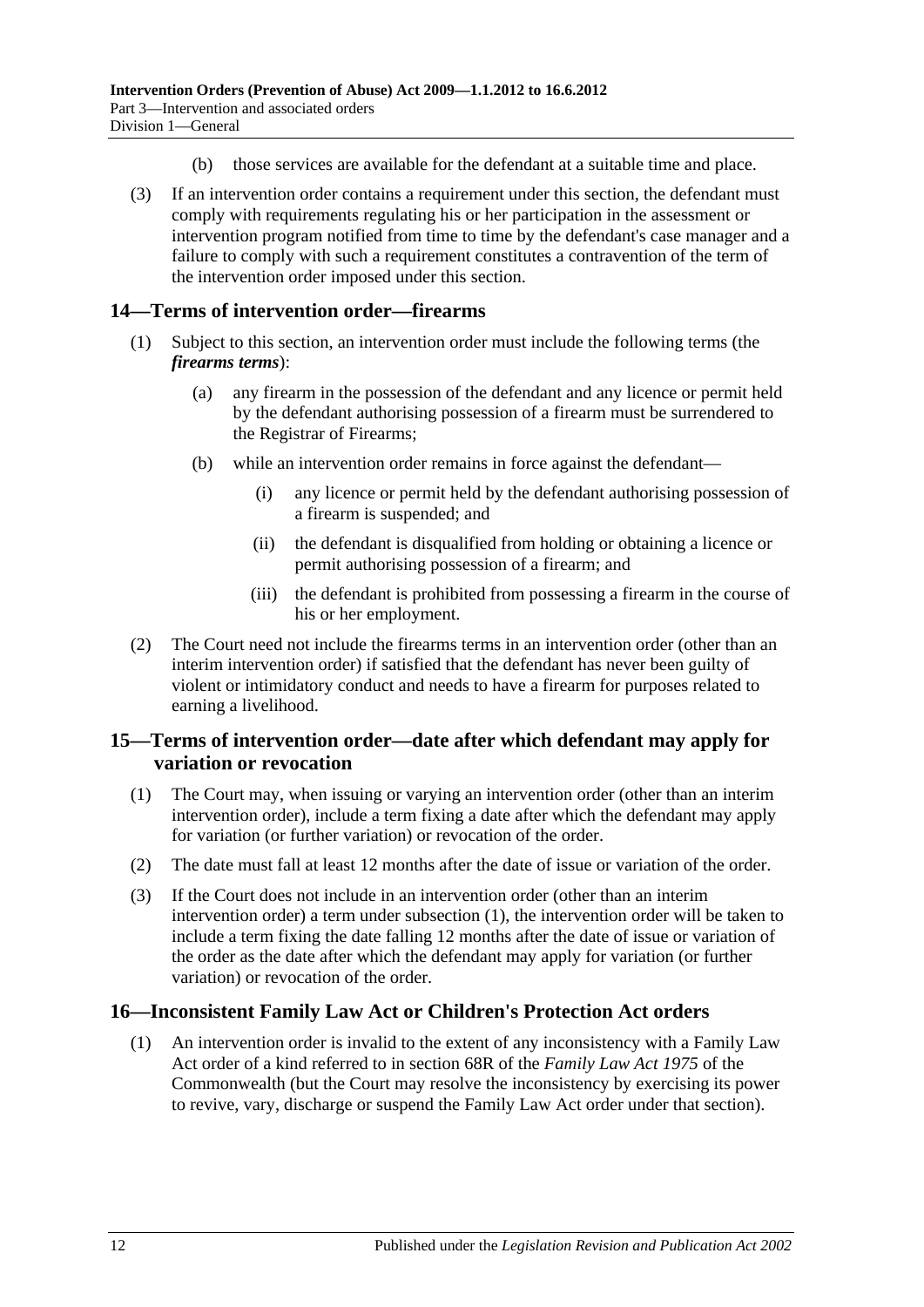(b) those services are available for the defendant at a suitable time and place.

(3) If an intervention order contains a requirement under this section, the defendant must comply with requirements regulating his or her participation in the assessment or intervention program notified from time to time by the defendant's case manager and a failure to comply with such a requirement constitutes a contravention of the term of the intervention order imposed under this section.

## 14—Terms of intervention order—firearms

(1) Subject to this section, an intervention order must include the following terms (the ***firearms terms***):

(a) any firearm in the possession of the defendant and any licence or permit held by the defendant authorising possession of a firearm must be surrendered to the Registrar of Firearms;

(b) while an intervention order remains in force against the defendant—

(i) any licence or permit held by the defendant authorising possession of a firearm is suspended; and

(ii) the defendant is disqualified from holding or obtaining a licence or permit authorising possession of a firearm; and

(iii) the defendant is prohibited from possessing a firearm in the course of his or her employment.

(2) The Court need not include the firearms terms in an intervention order (other than an interim intervention order) if satisfied that the defendant has never been guilty of violent or intimidatory conduct and needs to have a firearm for purposes related to earning a livelihood.

## 15—Terms of intervention order—date after which defendant may apply for variation or revocation

(1) The Court may, when issuing or varying an intervention order (other than an interim intervention order), include a term fixing a date after which the defendant may apply for variation (or further variation) or revocation of the order.

(2) The date must fall at least 12 months after the date of issue or variation of the order.

(3) If the Court does not include in an intervention order (other than an interim intervention order) a term under subsection (1), the intervention order will be taken to include a term fixing the date falling 12 months after the date of issue or variation of the order as the date after which the defendant may apply for variation (or further variation) or revocation of the order.

## 16—Inconsistent Family Law Act or Children's Protection Act orders

(1) An intervention order is invalid to the extent of any inconsistency with a Family Law Act order of a kind referred to in section 68R of the *Family Law Act 1975* of the Commonwealth (but the Court may resolve the inconsistency by exercising its power to revive, vary, discharge or suspend the Family Law Act order under that section).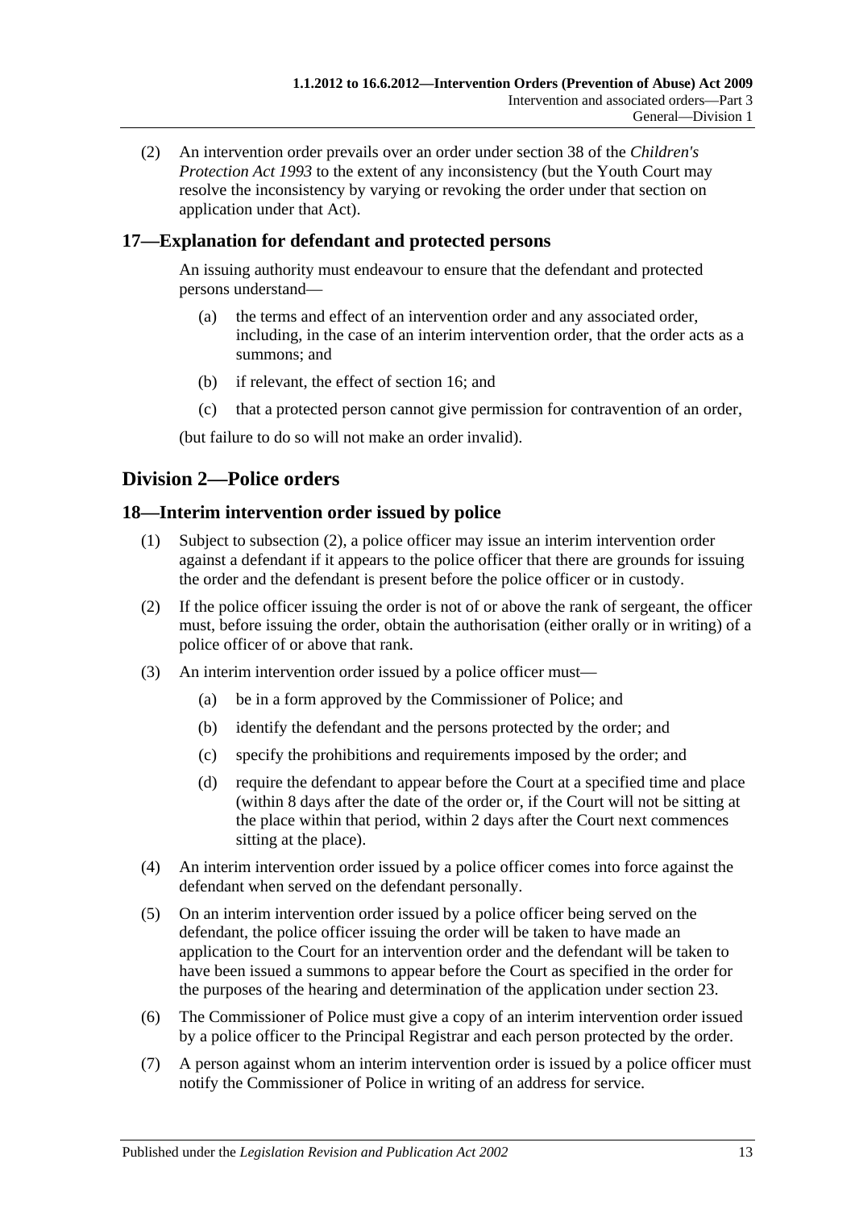(2) An intervention order prevails over an order under section 38 of the *Children's Protection Act 1993* to the extent of any inconsistency (but the Youth Court may resolve the inconsistency by varying or revoking the order under that section on application under that Act).

### 17—Explanation for defendant and protected persons

An issuing authority must endeavour to ensure that the defendant and protected persons understand—

(a) the terms and effect of an intervention order and any associated order, including, in the case of an interim intervention order, that the order acts as a summons; and

(b) if relevant, the effect of section 16; and

(c) that a protected person cannot give permission for contravention of an order,

(but failure to do so will not make an order invalid).

## Division 2—Police orders

### 18—Interim intervention order issued by police

(1) Subject to subsection (2), a police officer may issue an interim intervention order against a defendant if it appears to the police officer that there are grounds for issuing the order and the defendant is present before the police officer or in custody.

(2) If the police officer issuing the order is not of or above the rank of sergeant, the officer must, before issuing the order, obtain the authorisation (either orally or in writing) of a police officer of or above that rank.

(3) An interim intervention order issued by a police officer must—

(a) be in a form approved by the Commissioner of Police; and

(b) identify the defendant and the persons protected by the order; and

(c) specify the prohibitions and requirements imposed by the order; and

(d) require the defendant to appear before the Court at a specified time and place (within 8 days after the date of the order or, if the Court will not be sitting at the place within that period, within 2 days after the Court next commences sitting at the place).

(4) An interim intervention order issued by a police officer comes into force against the defendant when served on the defendant personally.

(5) On an interim intervention order issued by a police officer being served on the defendant, the police officer issuing the order will be taken to have made an application to the Court for an intervention order and the defendant will be taken to have been issued a summons to appear before the Court as specified in the order for the purposes of the hearing and determination of the application under section 23.

(6) The Commissioner of Police must give a copy of an interim intervention order issued by a police officer to the Principal Registrar and each person protected by the order.

(7) A person against whom an interim intervention order is issued by a police officer must notify the Commissioner of Police in writing of an address for service.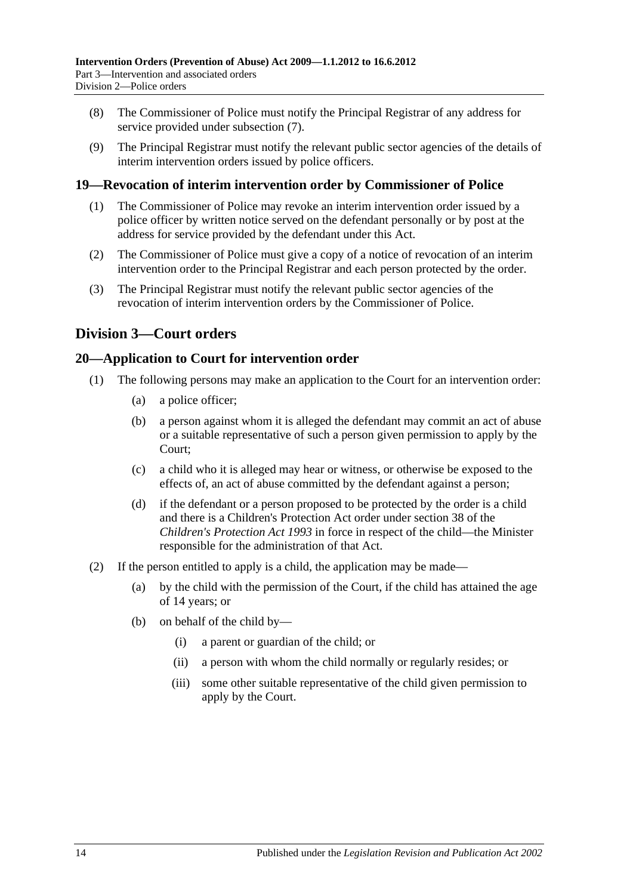(8) The Commissioner of Police must notify the Principal Registrar of any address for service provided under subsection (7).

(9) The Principal Registrar must notify the relevant public sector agencies of the details of interim intervention orders issued by police officers.

### 19—Revocation of interim intervention order by Commissioner of Police

(1) The Commissioner of Police may revoke an interim intervention order issued by a police officer by written notice served on the defendant personally or by post at the address for service provided by the defendant under this Act.

(2) The Commissioner of Police must give a copy of a notice of revocation of an interim intervention order to the Principal Registrar and each person protected by the order.

(3) The Principal Registrar must notify the relevant public sector agencies of the revocation of interim intervention orders by the Commissioner of Police.

## Division 3—Court orders

### 20—Application to Court for intervention order

(1) The following persons may make an application to the Court for an intervention order:

- (a) a police officer;
- (b) a person against whom it is alleged the defendant may commit an act of abuse or a suitable representative of such a person given permission to apply by the Court;
- (c) a child who it is alleged may hear or witness, or otherwise be exposed to the effects of, an act of abuse committed by the defendant against a person;
- (d) if the defendant or a person proposed to be protected by the order is a child and there is a Children's Protection Act order under section 38 of the *Children's Protection Act 1993* in force in respect of the child—the Minister responsible for the administration of that Act.

(2) If the person entitled to apply is a child, the application may be made—

- (a) by the child with the permission of the Court, if the child has attained the age of 14 years; or
- (b) on behalf of the child by—
  - (i) a parent or guardian of the child; or
  - (ii) a person with whom the child normally or regularly resides; or
  - (iii) some other suitable representative of the child given permission to apply by the Court.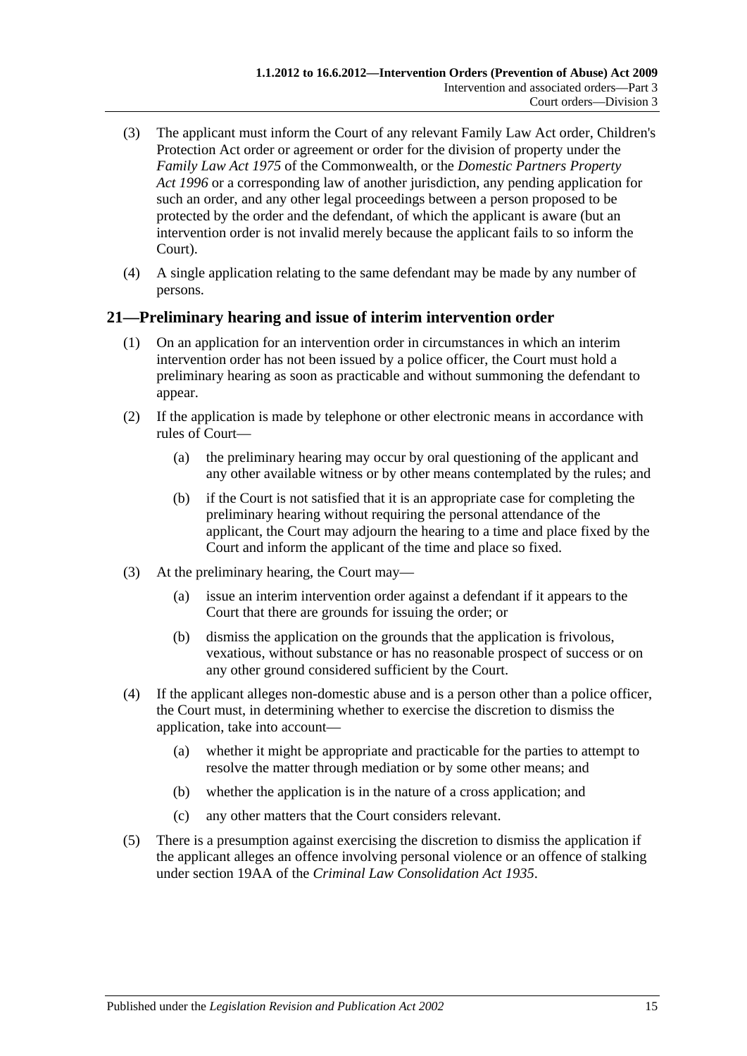(3) The applicant must inform the Court of any relevant Family Law Act order, Children's Protection Act order or agreement or order for the division of property under the *Family Law Act 1975* of the Commonwealth, or the *Domestic Partners Property Act 1996* or a corresponding law of another jurisdiction, any pending application for such an order, and any other legal proceedings between a person proposed to be protected by the order and the defendant, of which the applicant is aware (but an intervention order is not invalid merely because the applicant fails to so inform the Court).

(4) A single application relating to the same defendant may be made by any number of persons.

## 21—Preliminary hearing and issue of interim intervention order

(1) On an application for an intervention order in circumstances in which an interim intervention order has not been issued by a police officer, the Court must hold a preliminary hearing as soon as practicable and without summoning the defendant to appear.

(2) If the application is made by telephone or other electronic means in accordance with rules of Court—

- (a) the preliminary hearing may occur by oral questioning of the applicant and any other available witness or by other means contemplated by the rules; and
- (b) if the Court is not satisfied that it is an appropriate case for completing the preliminary hearing without requiring the personal attendance of the applicant, the Court may adjourn the hearing to a time and place fixed by the Court and inform the applicant of the time and place so fixed.

(3) At the preliminary hearing, the Court may—

- (a) issue an interim intervention order against a defendant if it appears to the Court that there are grounds for issuing the order; or
- (b) dismiss the application on the grounds that the application is frivolous, vexatious, without substance or has no reasonable prospect of success or on any other ground considered sufficient by the Court.

(4) If the applicant alleges non-domestic abuse and is a person other than a police officer, the Court must, in determining whether to exercise the discretion to dismiss the application, take into account—

- (a) whether it might be appropriate and practicable for the parties to attempt to resolve the matter through mediation or by some other means; and
- (b) whether the application is in the nature of a cross application; and
- (c) any other matters that the Court considers relevant.

(5) There is a presumption against exercising the discretion to dismiss the application if the applicant alleges an offence involving personal violence or an offence of stalking under section 19AA of the *Criminal Law Consolidation Act 1935*.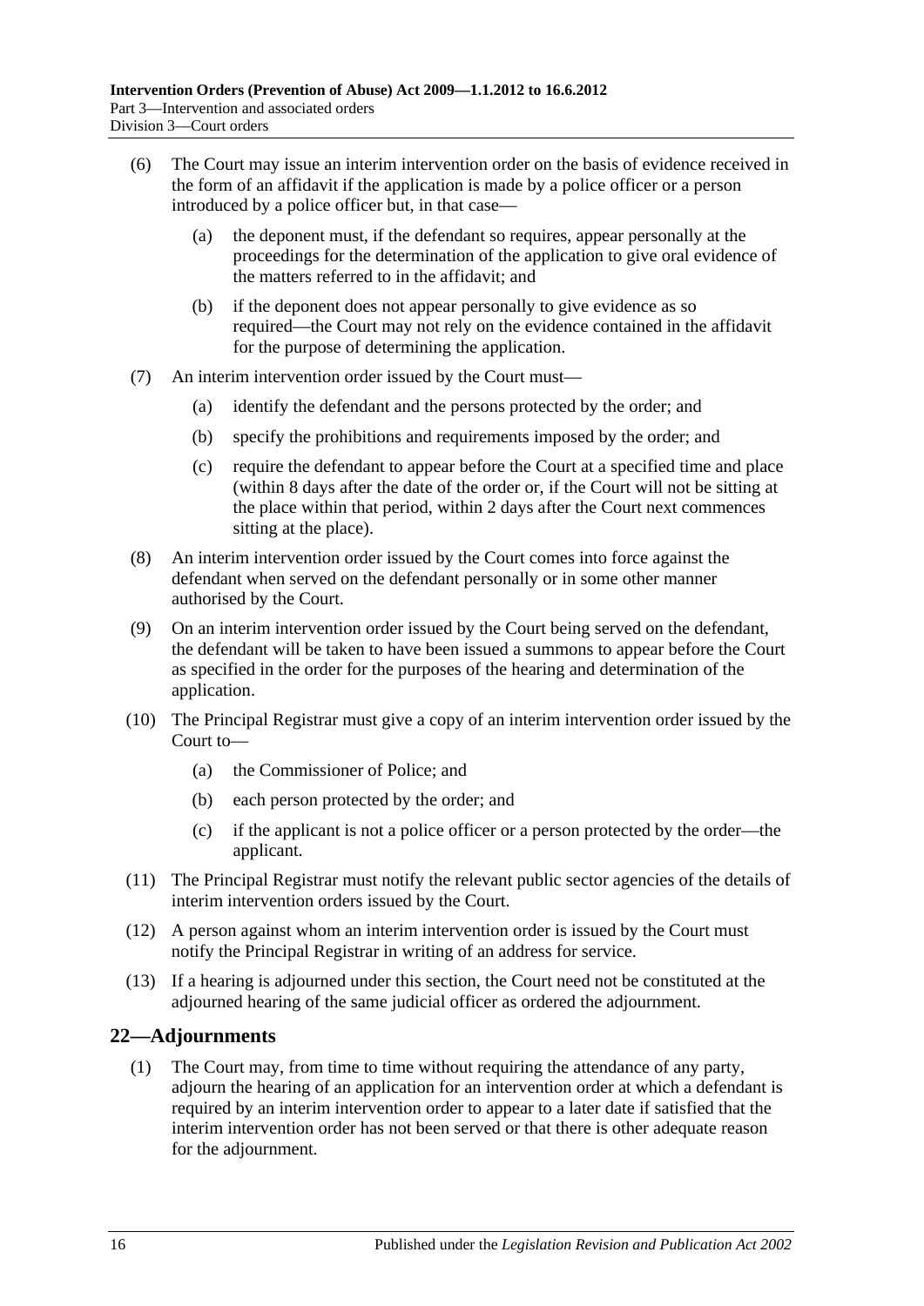(6) The Court may issue an interim intervention order on the basis of evidence received in the form of an affidavit if the application is made by a police officer or a person introduced by a police officer but, in that case—

(a) the deponent must, if the defendant so requires, appear personally at the proceedings for the determination of the application to give oral evidence of the matters referred to in the affidavit; and

(b) if the deponent does not appear personally to give evidence as so required—the Court may not rely on the evidence contained in the affidavit for the purpose of determining the application.

(7) An interim intervention order issued by the Court must—

(a) identify the defendant and the persons protected by the order; and

(b) specify the prohibitions and requirements imposed by the order; and

(c) require the defendant to appear before the Court at a specified time and place (within 8 days after the date of the order or, if the Court will not be sitting at the place within that period, within 2 days after the Court next commences sitting at the place).

(8) An interim intervention order issued by the Court comes into force against the defendant when served on the defendant personally or in some other manner authorised by the Court.

(9) On an interim intervention order issued by the Court being served on the defendant, the defendant will be taken to have been issued a summons to appear before the Court as specified in the order for the purposes of the hearing and determination of the application.

(10) The Principal Registrar must give a copy of an interim intervention order issued by the Court to—

(a) the Commissioner of Police; and

(b) each person protected by the order; and

(c) if the applicant is not a police officer or a person protected by the order—the applicant.

(11) The Principal Registrar must notify the relevant public sector agencies of the details of interim intervention orders issued by the Court.

(12) A person against whom an interim intervention order is issued by the Court must notify the Principal Registrar in writing of an address for service.

(13) If a hearing is adjourned under this section, the Court need not be constituted at the adjourned hearing of the same judicial officer as ordered the adjournment.

## 22—Adjournments

(1) The Court may, from time to time without requiring the attendance of any party, adjourn the hearing of an application for an intervention order at which a defendant is required by an interim intervention order to appear to a later date if satisfied that the interim intervention order has not been served or that there is other adequate reason for the adjournment.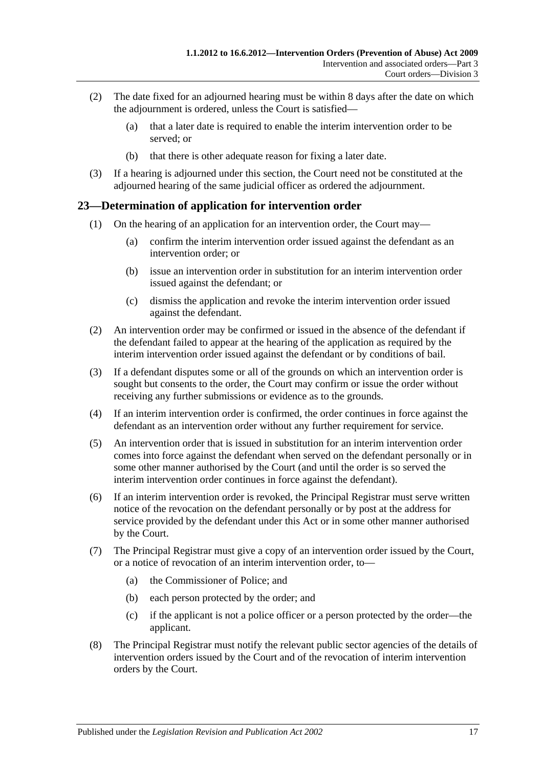(2) The date fixed for an adjourned hearing must be within 8 days after the date on which the adjournment is ordered, unless the Court is satisfied—

(a) that a later date is required to enable the interim intervention order to be served; or

(b) that there is other adequate reason for fixing a later date.

(3) If a hearing is adjourned under this section, the Court need not be constituted at the adjourned hearing of the same judicial officer as ordered the adjournment.

## 23—Determination of application for intervention order

(1) On the hearing of an application for an intervention order, the Court may—

(a) confirm the interim intervention order issued against the defendant as an intervention order; or

(b) issue an intervention order in substitution for an interim intervention order issued against the defendant; or

(c) dismiss the application and revoke the interim intervention order issued against the defendant.

(2) An intervention order may be confirmed or issued in the absence of the defendant if the defendant failed to appear at the hearing of the application as required by the interim intervention order issued against the defendant or by conditions of bail.

(3) If a defendant disputes some or all of the grounds on which an intervention order is sought but consents to the order, the Court may confirm or issue the order without receiving any further submissions or evidence as to the grounds.

(4) If an interim intervention order is confirmed, the order continues in force against the defendant as an intervention order without any further requirement for service.

(5) An intervention order that is issued in substitution for an interim intervention order comes into force against the defendant when served on the defendant personally or in some other manner authorised by the Court (and until the order is so served the interim intervention order continues in force against the defendant).

(6) If an interim intervention order is revoked, the Principal Registrar must serve written notice of the revocation on the defendant personally or by post at the address for service provided by the defendant under this Act or in some other manner authorised by the Court.

(7) The Principal Registrar must give a copy of an intervention order issued by the Court, or a notice of revocation of an interim intervention order, to—

(a) the Commissioner of Police; and

(b) each person protected by the order; and

(c) if the applicant is not a police officer or a person protected by the order—the applicant.

(8) The Principal Registrar must notify the relevant public sector agencies of the details of intervention orders issued by the Court and of the revocation of interim intervention orders by the Court.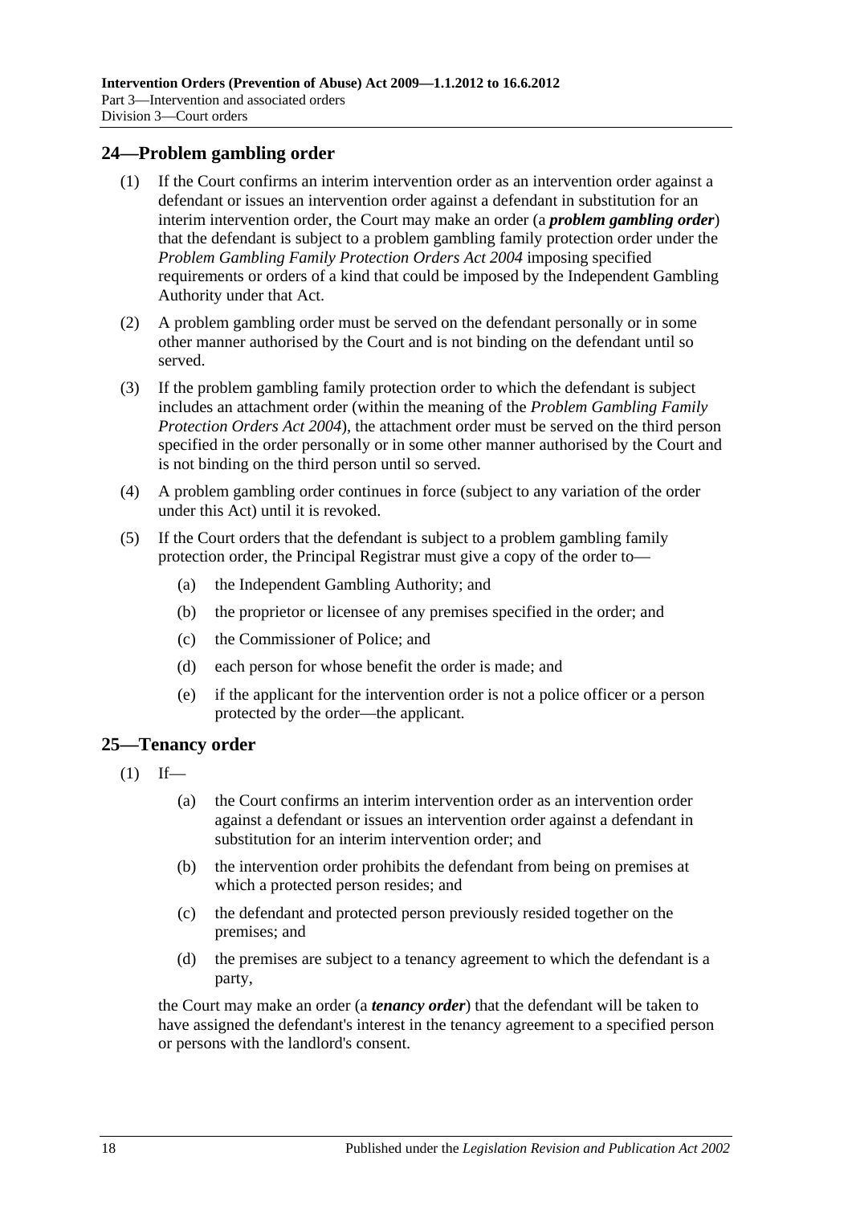## 24—Problem gambling order

(1) If the Court confirms an interim intervention order as an intervention order against a defendant or issues an intervention order against a defendant in substitution for an interim intervention order, the Court may make an order (a ***problem gambling order***) that the defendant is subject to a problem gambling family protection order under the *Problem Gambling Family Protection Orders Act 2004* imposing specified requirements or orders of a kind that could be imposed by the Independent Gambling Authority under that Act.

(2) A problem gambling order must be served on the defendant personally or in some other manner authorised by the Court and is not binding on the defendant until so served.

(3) If the problem gambling family protection order to which the defendant is subject includes an attachment order (within the meaning of the *Problem Gambling Family Protection Orders Act 2004*), the attachment order must be served on the third person specified in the order personally or in some other manner authorised by the Court and is not binding on the third person until so served.

(4) A problem gambling order continues in force (subject to any variation of the order under this Act) until it is revoked.

(5) If the Court orders that the defendant is subject to a problem gambling family protection order, the Principal Registrar must give a copy of the order to—

- (a) the Independent Gambling Authority; and
- (b) the proprietor or licensee of any premises specified in the order; and
- (c) the Commissioner of Police; and
- (d) each person for whose benefit the order is made; and
- (e) if the applicant for the intervention order is not a police officer or a person protected by the order—the applicant.

## 25—Tenancy order

(1) If—

- (a) the Court confirms an interim intervention order as an intervention order against a defendant or issues an intervention order against a defendant in substitution for an interim intervention order; and
- (b) the intervention order prohibits the defendant from being on premises at which a protected person resides; and
- (c) the defendant and protected person previously resided together on the premises; and
- (d) the premises are subject to a tenancy agreement to which the defendant is a party,

the Court may make an order (a ***tenancy order***) that the defendant will be taken to have assigned the defendant's interest in the tenancy agreement to a specified person or persons with the landlord's consent.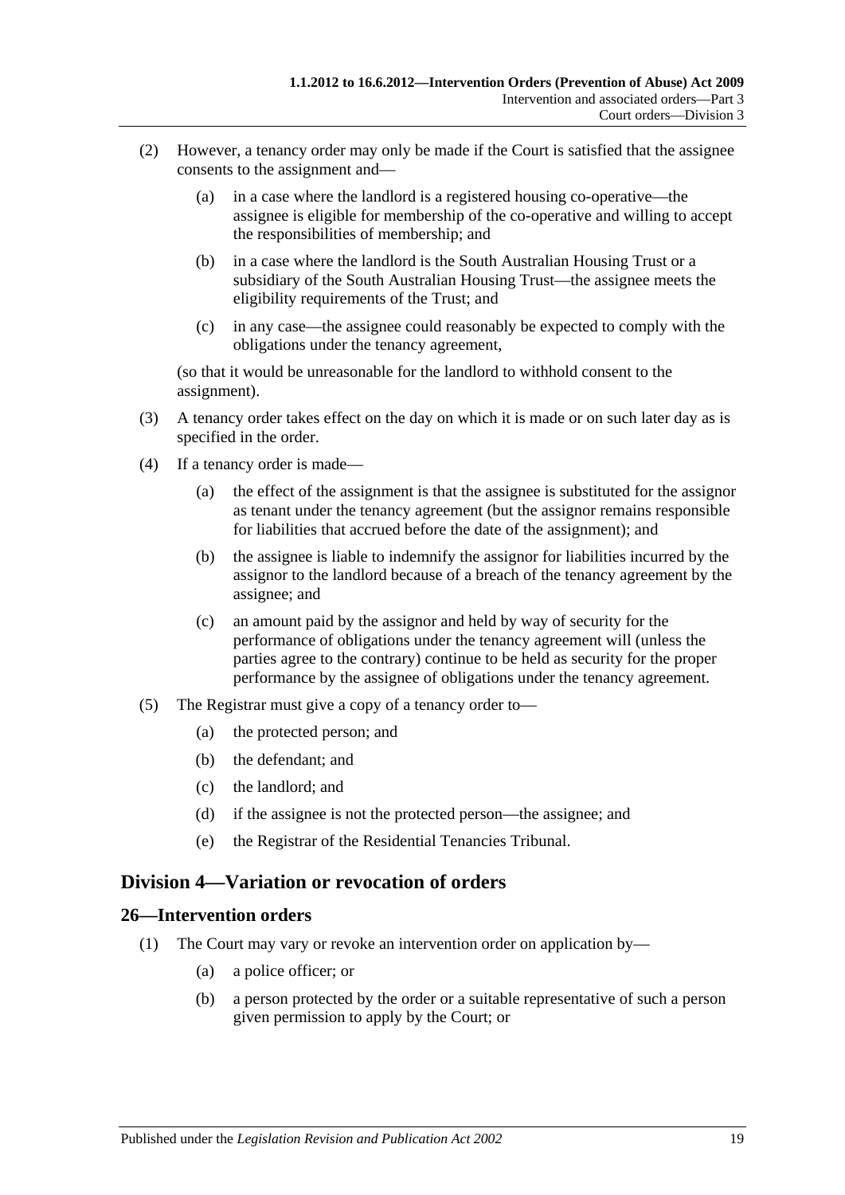(2) However, a tenancy order may only be made if the Court is satisfied that the assignee consents to the assignment and—

(a) in a case where the landlord is a registered housing co-operative—the assignee is eligible for membership of the co-operative and willing to accept the responsibilities of membership; and

(b) in a case where the landlord is the South Australian Housing Trust or a subsidiary of the South Australian Housing Trust—the assignee meets the eligibility requirements of the Trust; and

(c) in any case—the assignee could reasonably be expected to comply with the obligations under the tenancy agreement,

(so that it would be unreasonable for the landlord to withhold consent to the assignment).

(3) A tenancy order takes effect on the day on which it is made or on such later day as is specified in the order.

(4) If a tenancy order is made—

(a) the effect of the assignment is that the assignee is substituted for the assignor as tenant under the tenancy agreement (but the assignor remains responsible for liabilities that accrued before the date of the assignment); and

(b) the assignee is liable to indemnify the assignor for liabilities incurred by the assignor to the landlord because of a breach of the tenancy agreement by the assignee; and

(c) an amount paid by the assignor and held by way of security for the performance of obligations under the tenancy agreement will (unless the parties agree to the contrary) continue to be held as security for the proper performance by the assignee of obligations under the tenancy agreement.

(5) The Registrar must give a copy of a tenancy order to—

(a) the protected person; and

(b) the defendant; and

(c) the landlord; and

(d) if the assignee is not the protected person—the assignee; and

(e) the Registrar of the Residential Tenancies Tribunal.

## Division 4—Variation or revocation of orders

### 26—Intervention orders

(1) The Court may vary or revoke an intervention order on application by—

(a) a police officer; or

(b) a person protected by the order or a suitable representative of such a person given permission to apply by the Court; or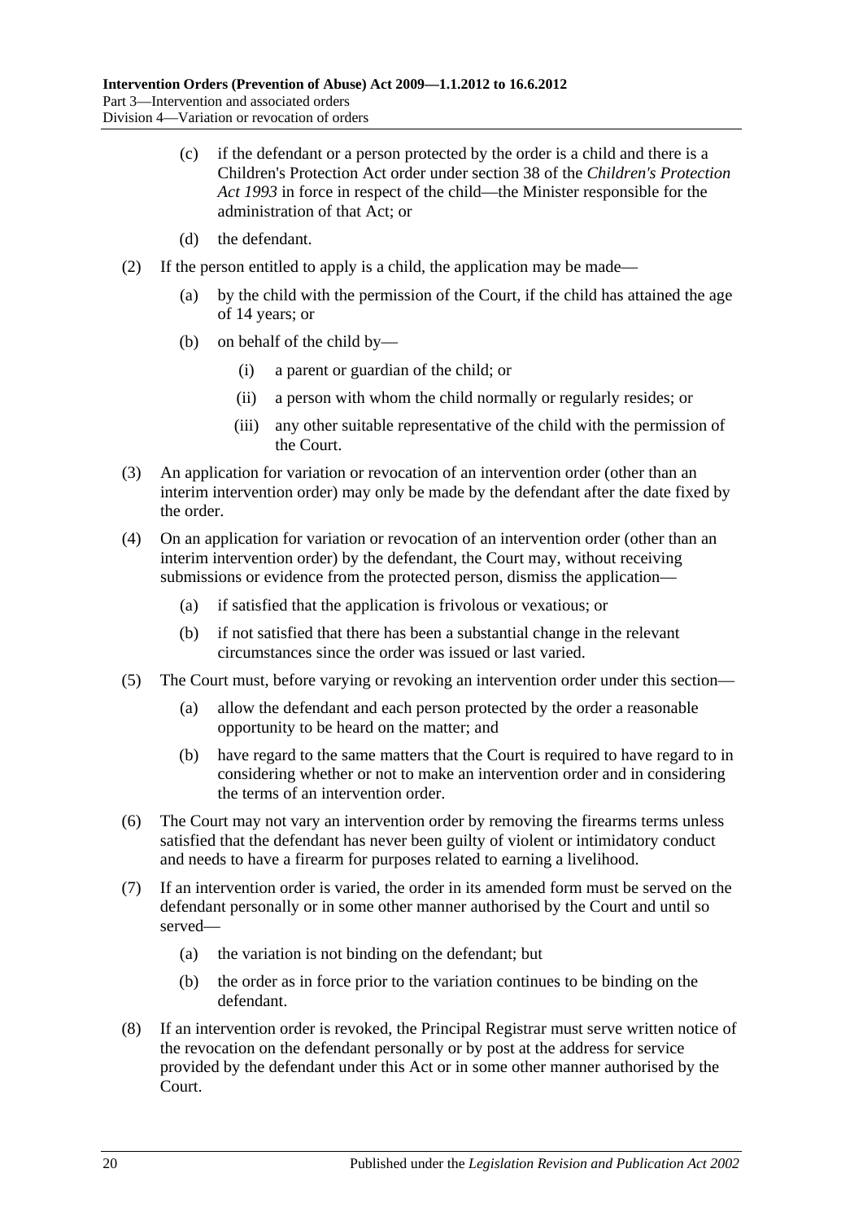(c) if the defendant or a person protected by the order is a child and there is a Children's Protection Act order under section 38 of the *Children's Protection Act 1993* in force in respect of the child—the Minister responsible for the administration of that Act; or

(d) the defendant.

(2) If the person entitled to apply is a child, the application may be made—

(a) by the child with the permission of the Court, if the child has attained the age of 14 years; or

(b) on behalf of the child by—

(i) a parent or guardian of the child; or

(ii) a person with whom the child normally or regularly resides; or

(iii) any other suitable representative of the child with the permission of the Court.

(3) An application for variation or revocation of an intervention order (other than an interim intervention order) may only be made by the defendant after the date fixed by the order.

(4) On an application for variation or revocation of an intervention order (other than an interim intervention order) by the defendant, the Court may, without receiving submissions or evidence from the protected person, dismiss the application—

(a) if satisfied that the application is frivolous or vexatious; or

(b) if not satisfied that there has been a substantial change in the relevant circumstances since the order was issued or last varied.

(5) The Court must, before varying or revoking an intervention order under this section—

(a) allow the defendant and each person protected by the order a reasonable opportunity to be heard on the matter; and

(b) have regard to the same matters that the Court is required to have regard to in considering whether or not to make an intervention order and in considering the terms of an intervention order.

(6) The Court may not vary an intervention order by removing the firearms terms unless satisfied that the defendant has never been guilty of violent or intimidatory conduct and needs to have a firearm for purposes related to earning a livelihood.

(7) If an intervention order is varied, the order in its amended form must be served on the defendant personally or in some other manner authorised by the Court and until so served—

(a) the variation is not binding on the defendant; but

(b) the order as in force prior to the variation continues to be binding on the defendant.

(8) If an intervention order is revoked, the Principal Registrar must serve written notice of the revocation on the defendant personally or by post at the address for service provided by the defendant under this Act or in some other manner authorised by the Court.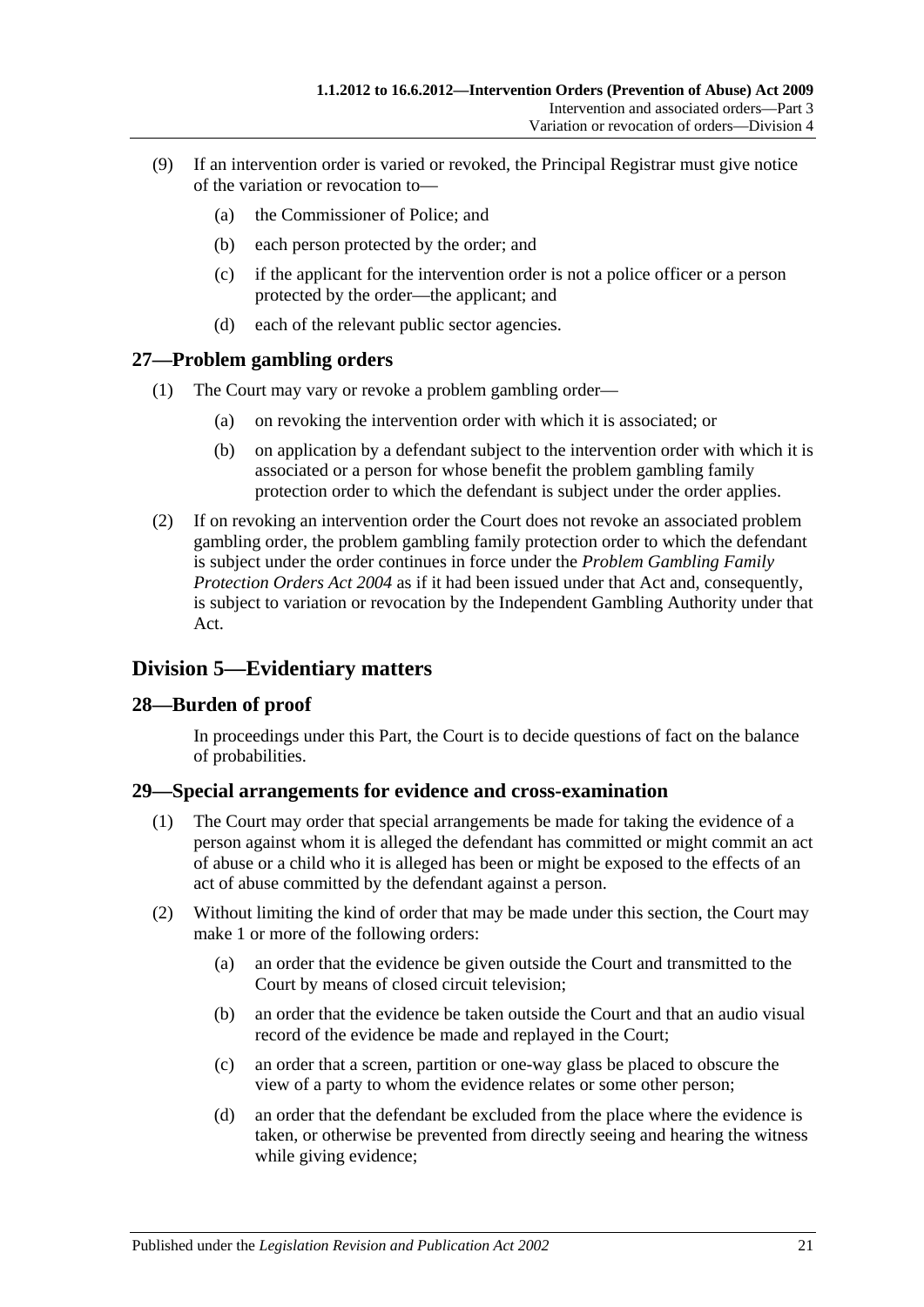(9) If an intervention order is varied or revoked, the Principal Registrar must give notice of the variation or revocation to—

(a) the Commissioner of Police; and

(b) each person protected by the order; and

(c) if the applicant for the intervention order is not a police officer or a person protected by the order—the applicant; and

(d) each of the relevant public sector agencies.

### 27—Problem gambling orders

(1) The Court may vary or revoke a problem gambling order—

(a) on revoking the intervention order with which it is associated; or

(b) on application by a defendant subject to the intervention order with which it is associated or a person for whose benefit the problem gambling family protection order to which the defendant is subject under the order applies.

(2) If on revoking an intervention order the Court does not revoke an associated problem gambling order, the problem gambling family protection order to which the defendant is subject under the order continues in force under the *Problem Gambling Family Protection Orders Act 2004* as if it had been issued under that Act and, consequently, is subject to variation or revocation by the Independent Gambling Authority under that Act.

## Division 5—Evidentiary matters

### 28—Burden of proof

In proceedings under this Part, the Court is to decide questions of fact on the balance of probabilities.

### 29—Special arrangements for evidence and cross-examination

(1) The Court may order that special arrangements be made for taking the evidence of a person against whom it is alleged the defendant has committed or might commit an act of abuse or a child who it is alleged has been or might be exposed to the effects of an act of abuse committed by the defendant against a person.

(2) Without limiting the kind of order that may be made under this section, the Court may make 1 or more of the following orders:

(a) an order that the evidence be given outside the Court and transmitted to the Court by means of closed circuit television;

(b) an order that the evidence be taken outside the Court and that an audio visual record of the evidence be made and replayed in the Court;

(c) an order that a screen, partition or one-way glass be placed to obscure the view of a party to whom the evidence relates or some other person;

(d) an order that the defendant be excluded from the place where the evidence is taken, or otherwise be prevented from directly seeing and hearing the witness while giving evidence;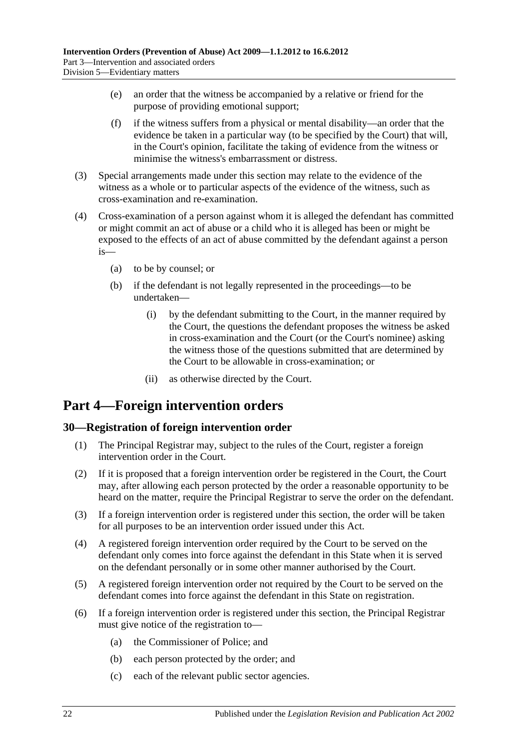(e) an order that the witness be accompanied by a relative or friend for the purpose of providing emotional support;

(f) if the witness suffers from a physical or mental disability—an order that the evidence be taken in a particular way (to be specified by the Court) that will, in the Court's opinion, facilitate the taking of evidence from the witness or minimise the witness's embarrassment or distress.

(3) Special arrangements made under this section may relate to the evidence of the witness as a whole or to particular aspects of the evidence of the witness, such as cross-examination and re-examination.

(4) Cross-examination of a person against whom it is alleged the defendant has committed or might commit an act of abuse or a child who it is alleged has been or might be exposed to the effects of an act of abuse committed by the defendant against a person is—

(a) to be by counsel; or

(b) if the defendant is not legally represented in the proceedings—to be undertaken—

(i) by the defendant submitting to the Court, in the manner required by the Court, the questions the defendant proposes the witness be asked in cross-examination and the Court (or the Court's nominee) asking the witness those of the questions submitted that are determined by the Court to be allowable in cross-examination; or

(ii) as otherwise directed by the Court.

# Part 4—Foreign intervention orders

## 30—Registration of foreign intervention order

(1) The Principal Registrar may, subject to the rules of the Court, register a foreign intervention order in the Court.

(2) If it is proposed that a foreign intervention order be registered in the Court, the Court may, after allowing each person protected by the order a reasonable opportunity to be heard on the matter, require the Principal Registrar to serve the order on the defendant.

(3) If a foreign intervention order is registered under this section, the order will be taken for all purposes to be an intervention order issued under this Act.

(4) A registered foreign intervention order required by the Court to be served on the defendant only comes into force against the defendant in this State when it is served on the defendant personally or in some other manner authorised by the Court.

(5) A registered foreign intervention order not required by the Court to be served on the defendant comes into force against the defendant in this State on registration.

(6) If a foreign intervention order is registered under this section, the Principal Registrar must give notice of the registration to—

(a) the Commissioner of Police; and

(b) each person protected by the order; and

(c) each of the relevant public sector agencies.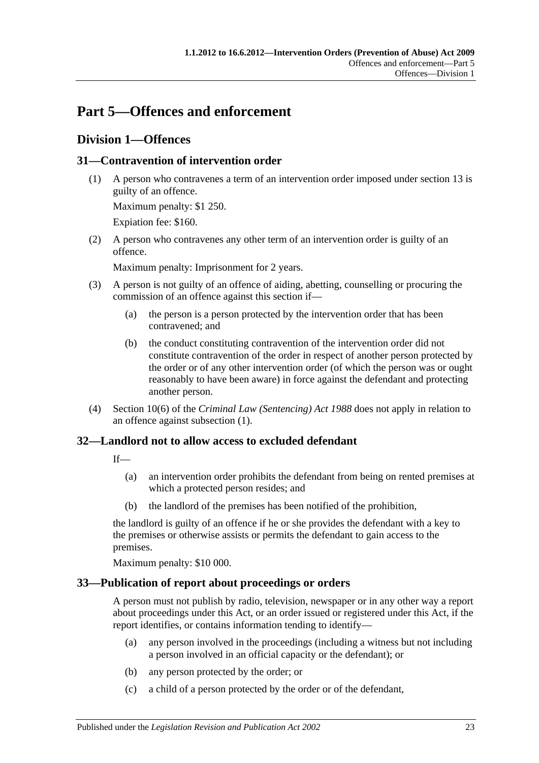# Part 5—Offences and enforcement

## Division 1—Offences

### 31—Contravention of intervention order

(1) A person who contravenes a term of an intervention order imposed under section 13 is guilty of an offence.

Maximum penalty: $1 250.

Expiation fee: $160.

(2) A person who contravenes any other term of an intervention order is guilty of an offence.

Maximum penalty: Imprisonment for 2 years.

(3) A person is not guilty of an offence of aiding, abetting, counselling or procuring the commission of an offence against this section if—

(a) the person is a person protected by the intervention order that has been contravened; and

(b) the conduct constituting contravention of the intervention order did not constitute contravention of the order in respect of another person protected by the order or of any other intervention order (of which the person was or ought reasonably to have been aware) in force against the defendant and protecting another person.

(4) Section 10(6) of the *Criminal Law (Sentencing) Act 1988* does not apply in relation to an offence against subsection (1).

### 32—Landlord not to allow access to excluded defendant

If—

(a) an intervention order prohibits the defendant from being on rented premises at which a protected person resides; and

(b) the landlord of the premises has been notified of the prohibition,

the landlord is guilty of an offence if he or she provides the defendant with a key to the premises or otherwise assists or permits the defendant to gain access to the premises.

Maximum penalty: $10 000.

### 33—Publication of report about proceedings or orders

A person must not publish by radio, television, newspaper or in any other way a report about proceedings under this Act, or an order issued or registered under this Act, if the report identifies, or contains information tending to identify—

(a) any person involved in the proceedings (including a witness but not including a person involved in an official capacity or the defendant); or

(b) any person protected by the order; or

(c) a child of a person protected by the order or of the defendant,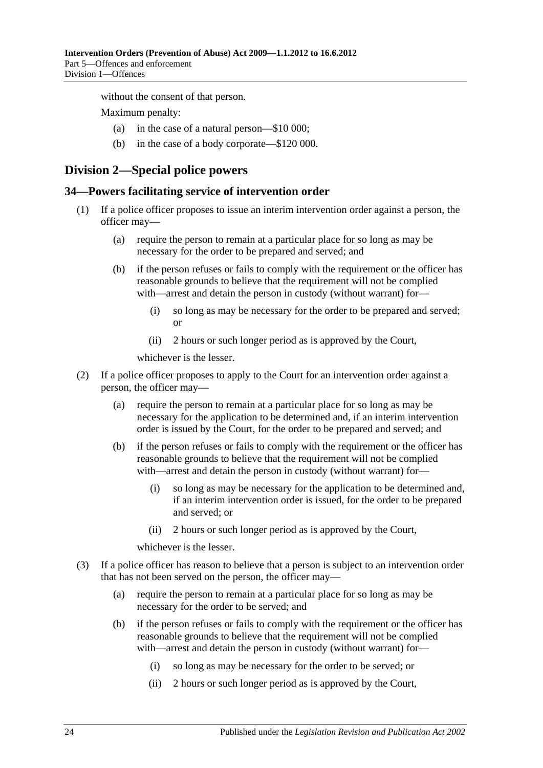without the consent of that person.

Maximum penalty:

(a) in the case of a natural person—$10 000;

(b) in the case of a body corporate—$120 000.

## Division 2—Special police powers

### 34—Powers facilitating service of intervention order

(1) If a police officer proposes to issue an interim intervention order against a person, the officer may—

(a) require the person to remain at a particular place for so long as may be necessary for the order to be prepared and served; and

(b) if the person refuses or fails to comply with the requirement or the officer has reasonable grounds to believe that the requirement will not be complied with—arrest and detain the person in custody (without warrant) for—

(i) so long as may be necessary for the order to be prepared and served; or

(ii) 2 hours or such longer period as is approved by the Court,

whichever is the lesser.

(2) If a police officer proposes to apply to the Court for an intervention order against a person, the officer may—

(a) require the person to remain at a particular place for so long as may be necessary for the application to be determined and, if an interim intervention order is issued by the Court, for the order to be prepared and served; and

(b) if the person refuses or fails to comply with the requirement or the officer has reasonable grounds to believe that the requirement will not be complied with—arrest and detain the person in custody (without warrant) for—

(i) so long as may be necessary for the application to be determined and, if an interim intervention order is issued, for the order to be prepared and served; or

(ii) 2 hours or such longer period as is approved by the Court,

whichever is the lesser.

(3) If a police officer has reason to believe that a person is subject to an intervention order that has not been served on the person, the officer may—

(a) require the person to remain at a particular place for so long as may be necessary for the order to be served; and

(b) if the person refuses or fails to comply with the requirement or the officer has reasonable grounds to believe that the requirement will not be complied with—arrest and detain the person in custody (without warrant) for—

(i) so long as may be necessary for the order to be served; or

(ii) 2 hours or such longer period as is approved by the Court,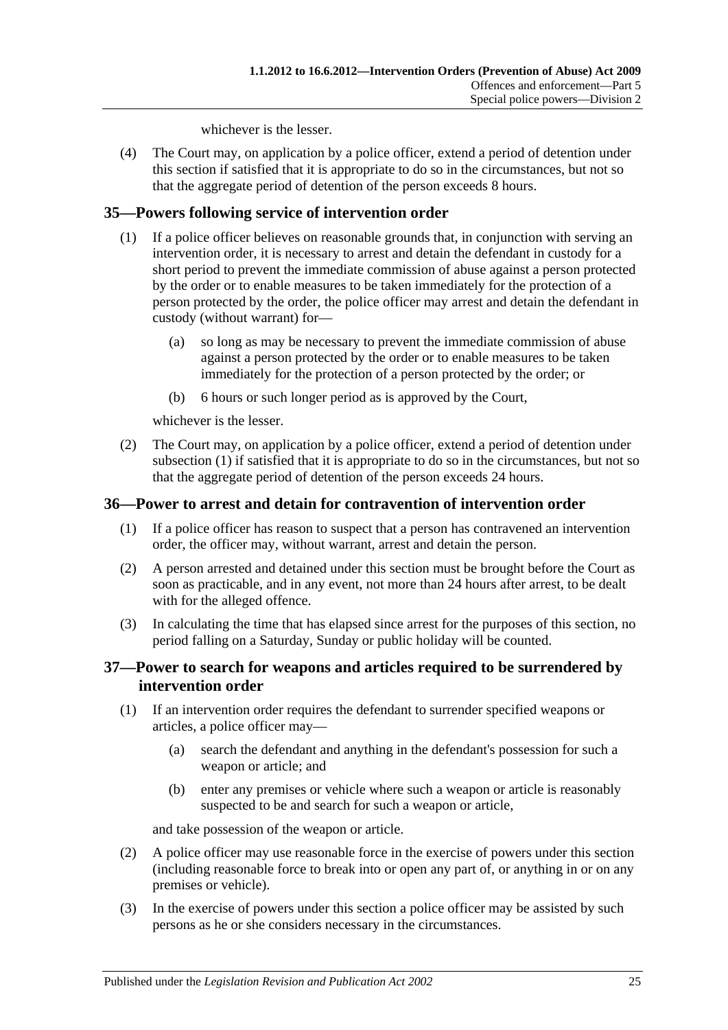whichever is the lesser.

(4) The Court may, on application by a police officer, extend a period of detention under this section if satisfied that it is appropriate to do so in the circumstances, but not so that the aggregate period of detention of the person exceeds 8 hours.

## 35—Powers following service of intervention order

(1) If a police officer believes on reasonable grounds that, in conjunction with serving an intervention order, it is necessary to arrest and detain the defendant in custody for a short period to prevent the immediate commission of abuse against a person protected by the order or to enable measures to be taken immediately for the protection of a person protected by the order, the police officer may arrest and detain the defendant in custody (without warrant) for—

(a) so long as may be necessary to prevent the immediate commission of abuse against a person protected by the order or to enable measures to be taken immediately for the protection of a person protected by the order; or

(b) 6 hours or such longer period as is approved by the Court,

whichever is the lesser.

(2) The Court may, on application by a police officer, extend a period of detention under subsection (1) if satisfied that it is appropriate to do so in the circumstances, but not so that the aggregate period of detention of the person exceeds 24 hours.

## 36—Power to arrest and detain for contravention of intervention order

(1) If a police officer has reason to suspect that a person has contravened an intervention order, the officer may, without warrant, arrest and detain the person.

(2) A person arrested and detained under this section must be brought before the Court as soon as practicable, and in any event, not more than 24 hours after arrest, to be dealt with for the alleged offence.

(3) In calculating the time that has elapsed since arrest for the purposes of this section, no period falling on a Saturday, Sunday or public holiday will be counted.

## 37—Power to search for weapons and articles required to be surrendered by intervention order

(1) If an intervention order requires the defendant to surrender specified weapons or articles, a police officer may—

(a) search the defendant and anything in the defendant's possession for such a weapon or article; and

(b) enter any premises or vehicle where such a weapon or article is reasonably suspected to be and search for such a weapon or article,

and take possession of the weapon or article.

(2) A police officer may use reasonable force in the exercise of powers under this section (including reasonable force to break into or open any part of, or anything in or on any premises or vehicle).

(3) In the exercise of powers under this section a police officer may be assisted by such persons as he or she considers necessary in the circumstances.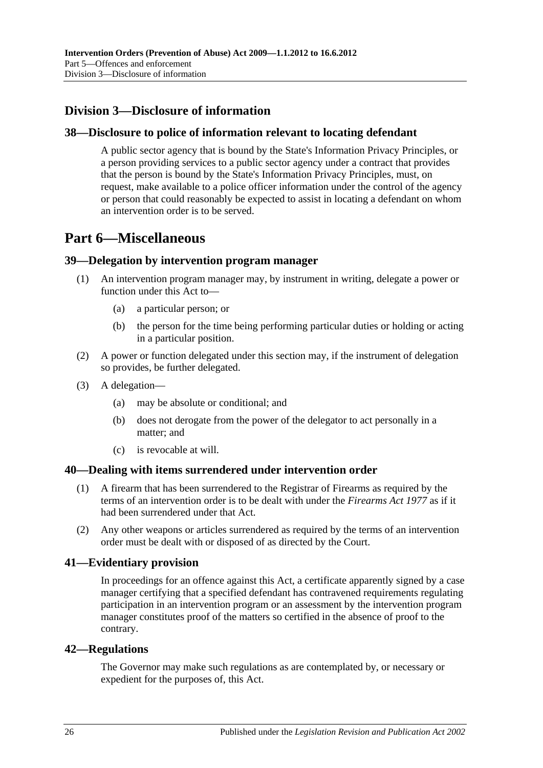## Division 3—Disclosure of information

### 38—Disclosure to police of information relevant to locating defendant

A public sector agency that is bound by the State's Information Privacy Principles, or a person providing services to a public sector agency under a contract that provides that the person is bound by the State's Information Privacy Principles, must, on request, make available to a police officer information under the control of the agency or person that could reasonably be expected to assist in locating a defendant on whom an intervention order is to be served.

# Part 6—Miscellaneous

### 39—Delegation by intervention program manager

(1) An intervention program manager may, by instrument in writing, delegate a power or function under this Act to—

- (a) a particular person; or
- (b) the person for the time being performing particular duties or holding or acting in a particular position.

(2) A power or function delegated under this section may, if the instrument of delegation so provides, be further delegated.

(3) A delegation—

- (a) may be absolute or conditional; and
- (b) does not derogate from the power of the delegator to act personally in a matter; and
- (c) is revocable at will.

### 40—Dealing with items surrendered under intervention order

(1) A firearm that has been surrendered to the Registrar of Firearms as required by the terms of an intervention order is to be dealt with under the *Firearms Act 1977* as if it had been surrendered under that Act.

(2) Any other weapons or articles surrendered as required by the terms of an intervention order must be dealt with or disposed of as directed by the Court.

### 41—Evidentiary provision

In proceedings for an offence against this Act, a certificate apparently signed by a case manager certifying that a specified defendant has contravened requirements regulating participation in an intervention program or an assessment by the intervention program manager constitutes proof of the matters so certified in the absence of proof to the contrary.

### 42—Regulations

The Governor may make such regulations as are contemplated by, or necessary or expedient for the purposes of, this Act.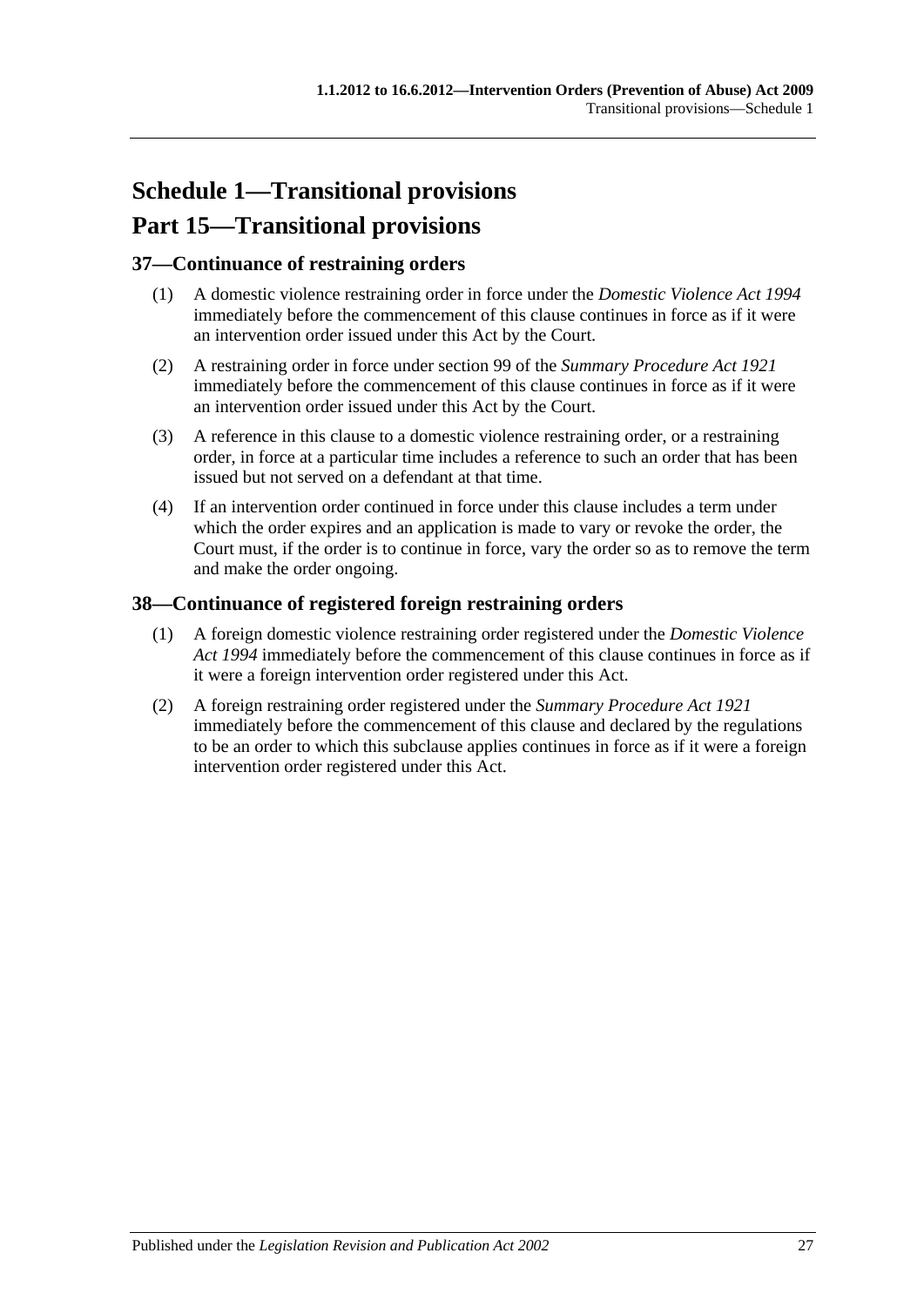# Schedule 1—Transitional provisions

# Part 15—Transitional provisions

## 37—Continuance of restraining orders

(1) A domestic violence restraining order in force under the *Domestic Violence Act 1994* immediately before the commencement of this clause continues in force as if it were an intervention order issued under this Act by the Court.

(2) A restraining order in force under section 99 of the *Summary Procedure Act 1921* immediately before the commencement of this clause continues in force as if it were an intervention order issued under this Act by the Court.

(3) A reference in this clause to a domestic violence restraining order, or a restraining order, in force at a particular time includes a reference to such an order that has been issued but not served on a defendant at that time.

(4) If an intervention order continued in force under this clause includes a term under which the order expires and an application is made to vary or revoke the order, the Court must, if the order is to continue in force, vary the order so as to remove the term and make the order ongoing.

## 38—Continuance of registered foreign restraining orders

(1) A foreign domestic violence restraining order registered under the *Domestic Violence Act 1994* immediately before the commencement of this clause continues in force as if it were a foreign intervention order registered under this Act.

(2) A foreign restraining order registered under the *Summary Procedure Act 1921* immediately before the commencement of this clause and declared by the regulations to be an order to which this subclause applies continues in force as if it were a foreign intervention order registered under this Act.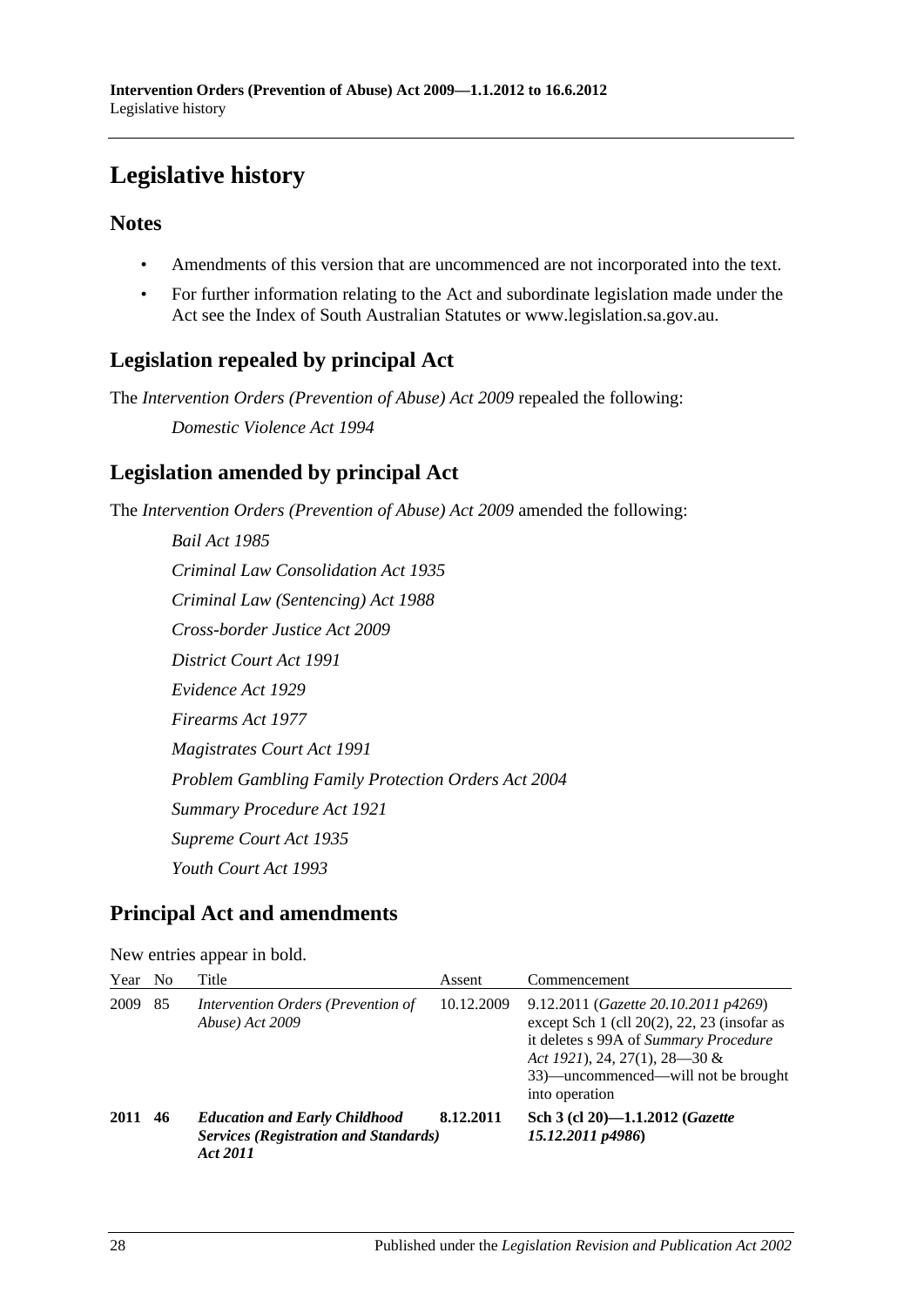# Legislative history

## Notes

- Amendments of this version that are uncommenced are not incorporated into the text.
- For further information relating to the Act and subordinate legislation made under the Act see the Index of South Australian Statutes or www.legislation.sa.gov.au.

## Legislation repealed by principal Act

The *Intervention Orders (Prevention of Abuse) Act 2009* repealed the following:

*Domestic Violence Act 1994*

## Legislation amended by principal Act

The *Intervention Orders (Prevention of Abuse) Act 2009* amended the following:

*Bail Act 1985*

*Criminal Law Consolidation Act 1935*

*Criminal Law (Sentencing) Act 1988*

*Cross-border Justice Act 2009*

*District Court Act 1991*

*Evidence Act 1929*

*Firearms Act 1977*

*Magistrates Court Act 1991*

*Problem Gambling Family Protection Orders Act 2004*

*Summary Procedure Act 1921*

*Supreme Court Act 1935*

*Youth Court Act 1993*

## Principal Act and amendments

New entries appear in bold.

| Year | No | Title | Assent | Commencement |
|---|---|---|---|---|
| 2009 | 85 | *Intervention Orders (Prevention of Abuse) Act 2009* | 10.12.2009 | 9.12.2011 (*Gazette 20.10.2011 p4269*) except Sch 1 (cll 20(2), 22, 23 (insofar as it deletes s 99A of *Summary Procedure Act 1921*), 24, 27(1), 28—30 & 33)—uncommenced—will not be brought into operation |
| **2011** | **46** | ***Education and Early Childhood Services (Registration and Standards) Act 2011*** | **8.12.2011** | **Sch 3 (cl 20)—1.1.2012 (*Gazette 15.12.2011 p4986*)** |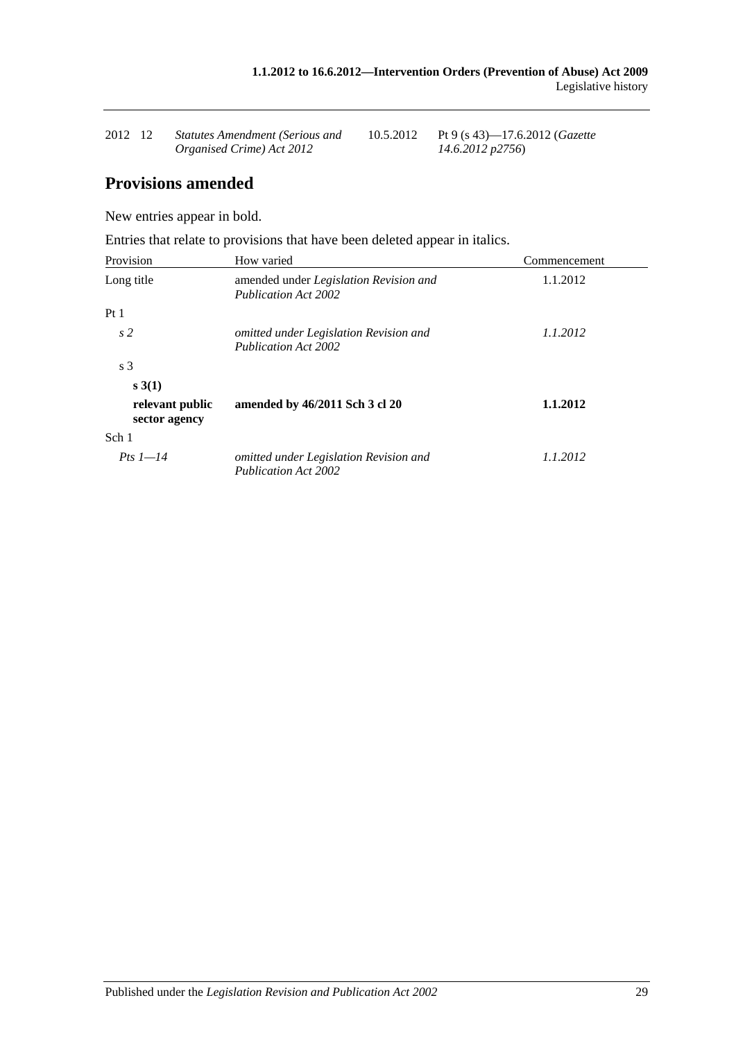| | | | | |
|---|---|---|---|---|
| 2012 | 12 | *Statutes Amendment (Serious and Organised Crime) Act 2012* | 10.5.2012 | Pt 9 (s 43)—17.6.2012 (*Gazette 14.6.2012 p2756*) |

## Provisions amended

New entries appear in bold.

Entries that relate to provisions that have been deleted appear in italics.

| Provision | How varied | Commencement |
|---|---|---|
| Long title | amended under *Legislation Revision and Publication Act 2002* | 1.1.2012 |
| Pt 1 | | |
| *s 2* | *omitted under Legislation Revision and Publication Act 2002* | *1.1.2012* |
| s 3 | | |
| **s 3(1)** | | |
| **relevant public sector agency** | **amended by 46/2011 Sch 3 cl 20** | **1.1.2012** |
| Sch 1 | | |
| *Pts 1—14* | *omitted under Legislation Revision and Publication Act 2002* | *1.1.2012* |